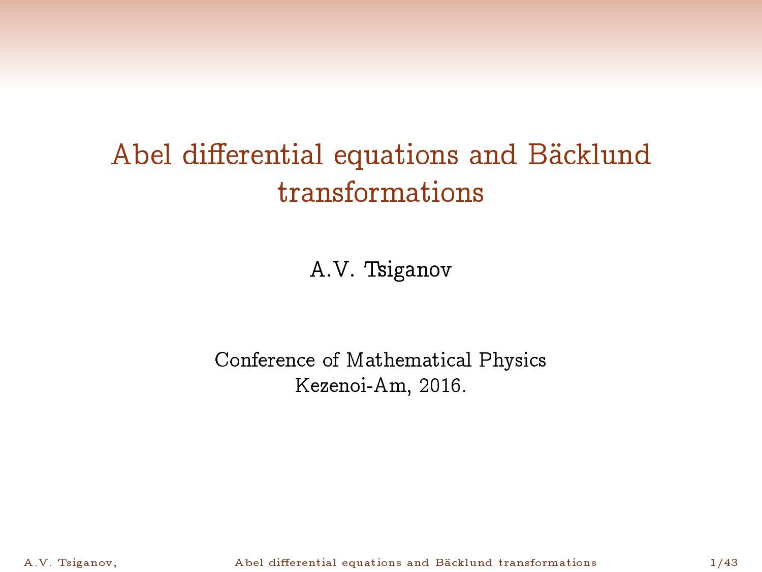# Abel differential equations and Bäcklund transformations

A.V. Tsiganov

Conference of Mathematical Physics
Kezenoi-Am, 2016.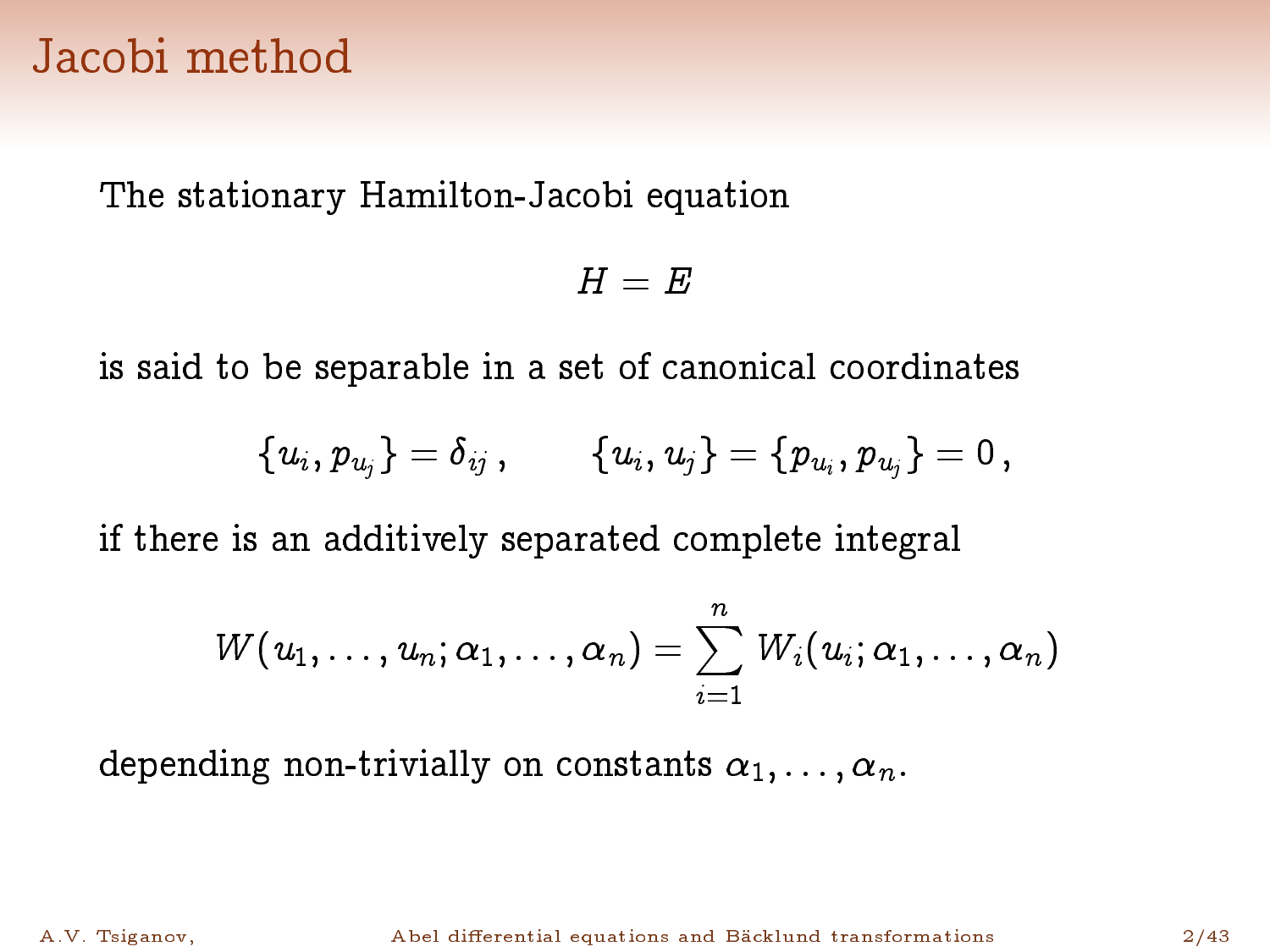# Jacobi method

The stationary Hamilton-Jacobi equation

$$H = E$$

is said to be separable in a set of canonical coordinates

$$\{u_i, p_{u_j}\} = \delta_{ij}\,, \qquad \{u_i, u_j\} = \{p_{u_i}, p_{u_j}\} = 0\,,$$

if there is an additively separated complete integral

$$W(u_1, \ldots, u_n; \alpha_1, \ldots, \alpha_n) = \sum_{i=1}^{n} W_i(u_i; \alpha_1, \ldots, \alpha_n)$$

depending non-trivially on constants $\alpha_1, \ldots, \alpha_n$.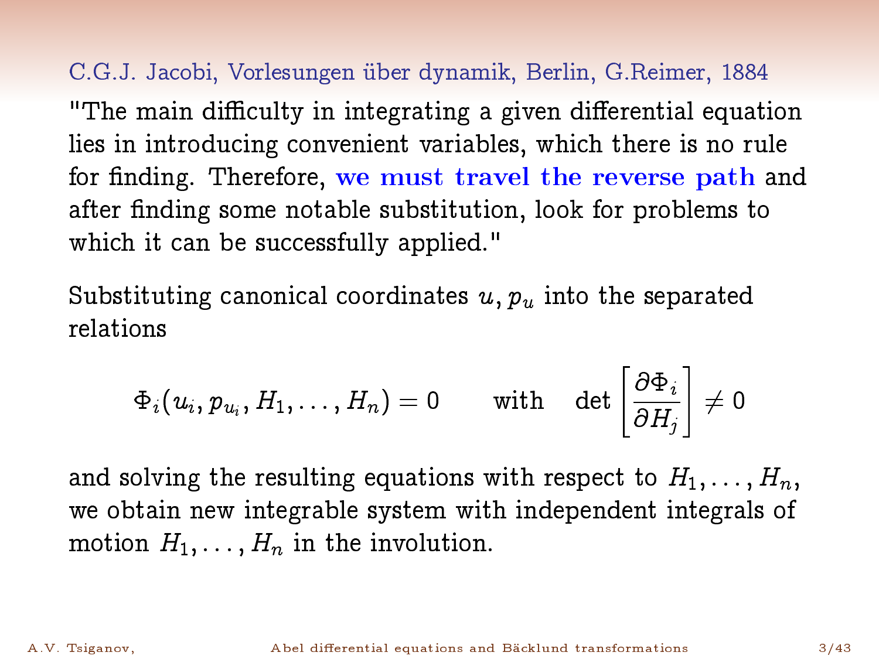## C.G.J. Jacobi, Vorlesungen über dynamik, Berlin, G.Reimer, 1884

"The main difficulty in integrating a given differential equation lies in introducing convenient variables, which there is no rule for finding. Therefore, **we must travel the reverse path** and after finding some notable substitution, look for problems to which it can be successfully applied."

Substituting canonical coordinates $u, p_u$ into the separated relations

$$\Phi_i(u_i, p_{u_i}, H_1, \ldots, H_n) = 0 \qquad \text{with} \quad \det\left[\frac{\partial \Phi_i}{\partial H_j}\right] \neq 0$$

and solving the resulting equations with respect to $H_1, \ldots, H_n$, we obtain new integrable system with independent integrals of motion $H_1, \ldots, H_n$ in the involution.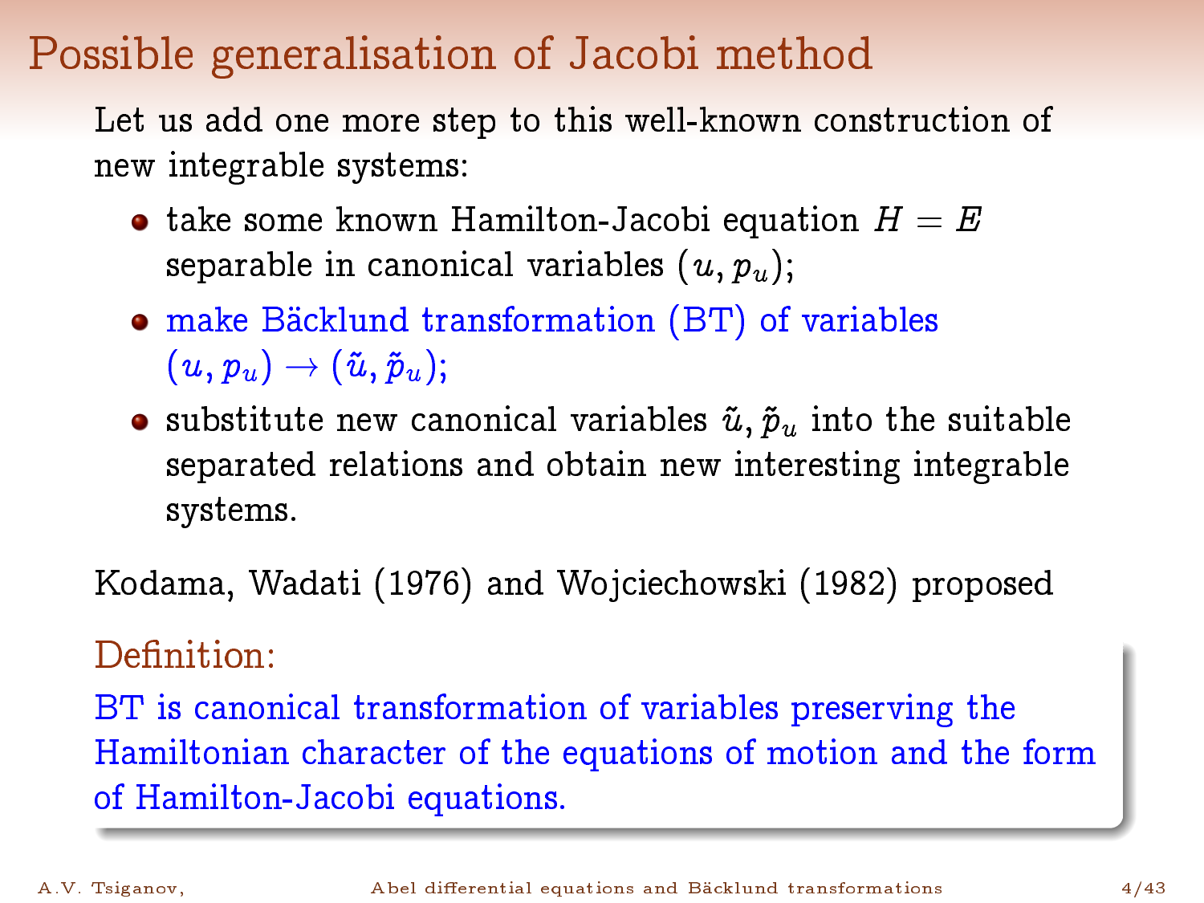# Possible generalisation of Jacobi method

Let us add one more step to this well-known construction of new integrable systems:

- take some known Hamilton-Jacobi equation $H = E$ separable in canonical variables $(u, p_u)$;
- make Bäcklund transformation (BT) of variables $(u, p_u) \to (\tilde{u}, \tilde{p}_u)$;
- substitute new canonical variables $\tilde{u}, \tilde{p}_u$ into the suitable separated relations and obtain new interesting integrable systems.

Kodama, Wadati (1976) and Wojciechowski (1982) proposed

**Definition:**

BT is canonical transformation of variables preserving the Hamiltonian character of the equations of motion and the form of Hamilton-Jacobi equations.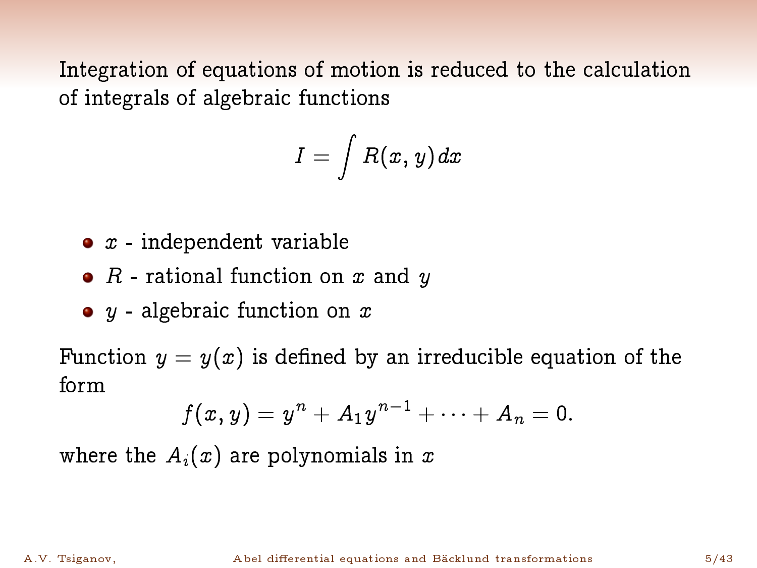Integration of equations of motion is reduced to the calculation of integrals of algebraic functions

$$I = \int R(x, y)\,dx$$

- $x$ - independent variable
- $R$ - rational function on $x$ and $y$
- $y$ - algebraic function on $x$

Function $y = y(x)$ is defined by an irreducible equation of the form

$$f(x, y) = y^n + A_1 y^{n-1} + \cdots + A_n = 0.$$

where the $A_i(x)$ are polynomials in $x$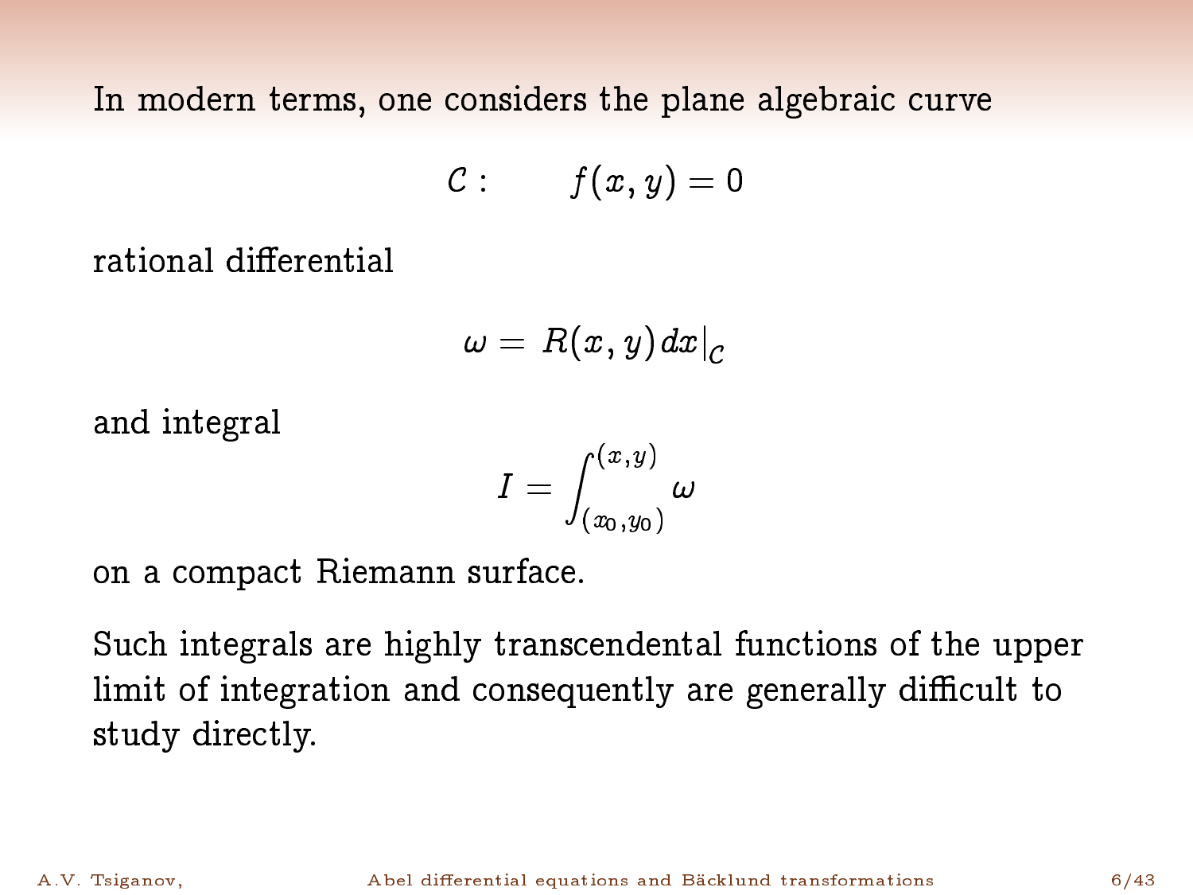In modern terms, one considers the plane algebraic curve

$$\mathcal{C}: \qquad f(x, y) = 0$$

rational differential

$$\omega = R(x, y)\, dx\big|_{\mathcal{C}}$$

and integral

$$I = \int_{(x_0, y_0)}^{(x, y)} \omega$$

on a compact Riemann surface.

Such integrals are highly transcendental functions of the upper limit of integration and consequently are generally difficult to study directly.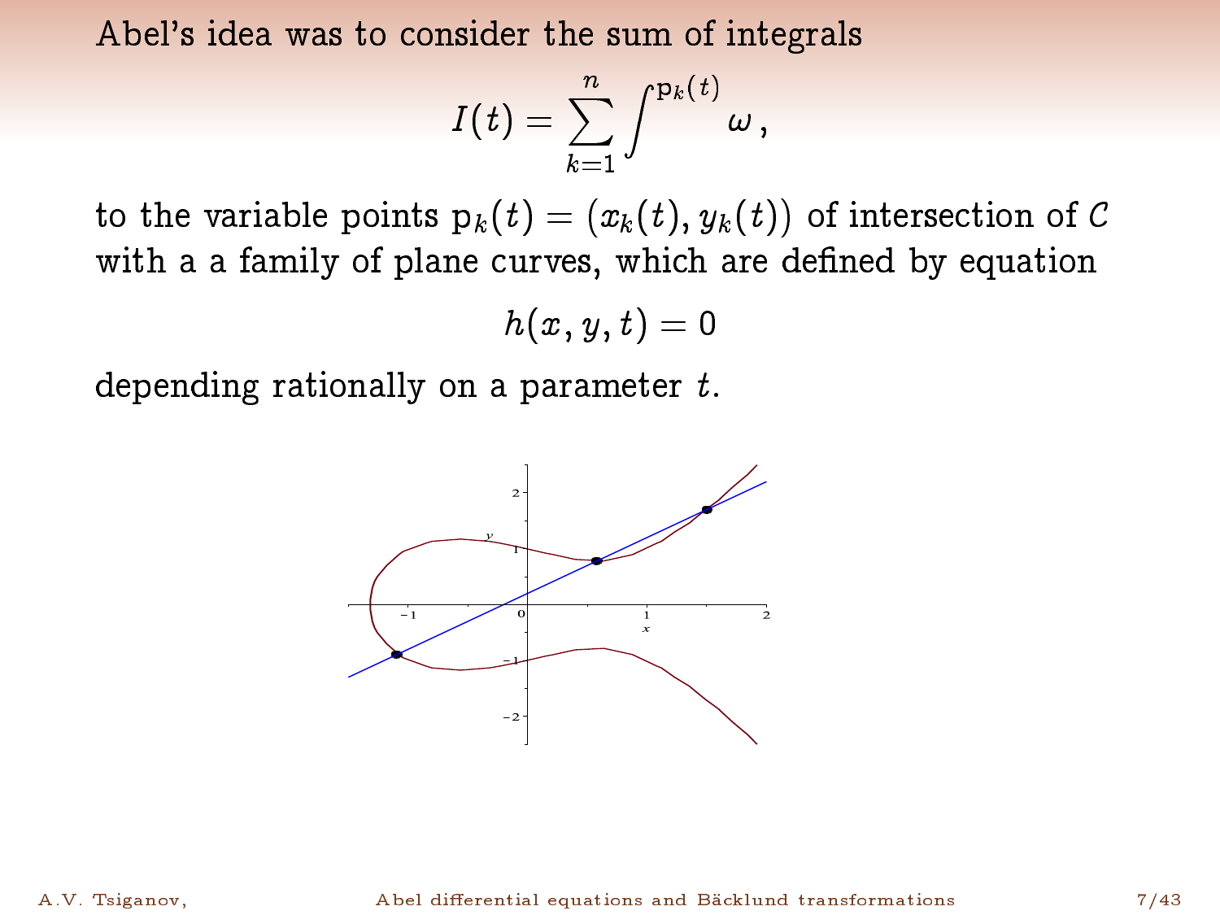Abel's idea was to consider the sum of integrals

$$I(t) = \sum_{k=1}^{n} \int^{\mathrm{p}_k(t)} \omega\,,$$

to the variable points $\mathrm{p}_k(t) = \big(x_k(t), y_k(t)\big)$ of intersection of $\mathcal{C}$ with a a family of plane curves, which are defined by equation

$$h(x, y, t) = 0$$

depending rationally on a parameter $t$.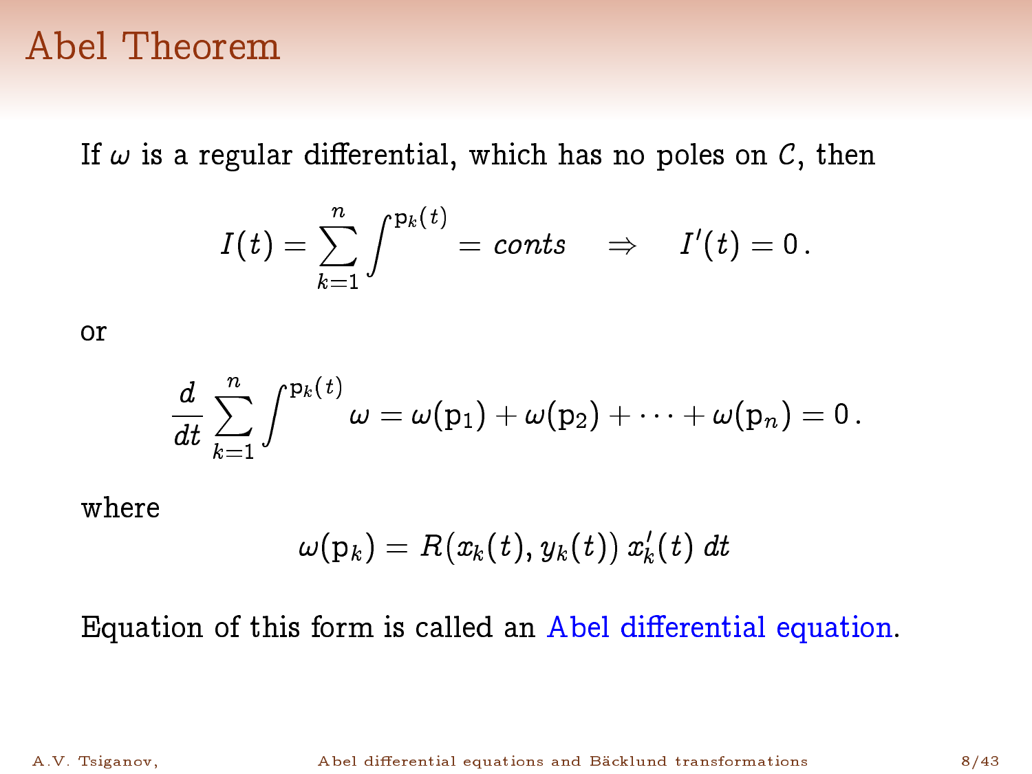# Abel Theorem

If $\omega$ is a regular differential, which has no poles on $C$, then

$$I(t) = \sum_{k=1}^{n} \int^{\mathrm{p}_k(t)} = conts \quad \Rightarrow \quad I'(t) = 0\,.$$

or

$$\frac{d}{dt} \sum_{k=1}^{n} \int^{\mathrm{p}_k(t)} \omega = \omega(\mathrm{p}_1) + \omega(\mathrm{p}_2) + \cdots + \omega(\mathrm{p}_n) = 0\,.$$

where

$$\omega(\mathrm{p}_k) = R(x_k(t), y_k(t))\, x_k'(t)\, dt$$

Equation of this form is called an Abel differential equation.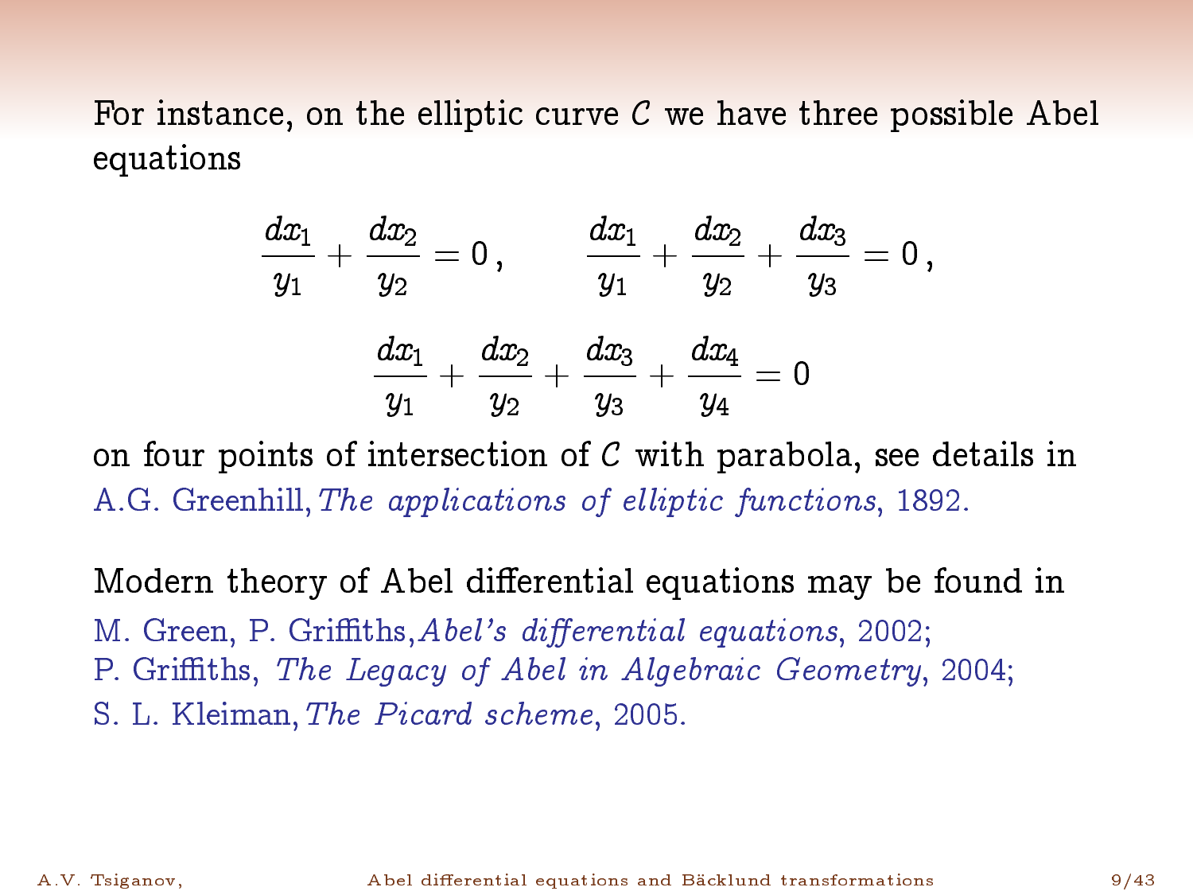For instance, on the elliptic curve $C$ we have three possible Abel equations

$$
\frac{dx_1}{y_1} + \frac{dx_2}{y_2} = 0\,, \qquad \frac{dx_1}{y_1} + \frac{dx_2}{y_2} + \frac{dx_3}{y_3} = 0\,,
$$

$$
\frac{dx_1}{y_1} + \frac{dx_2}{y_2} + \frac{dx_3}{y_3} + \frac{dx_4}{y_4} = 0
$$

on four points of intersection of $C$ with parabola, see details in A.G. Greenhill, *The applications of elliptic functions*, 1892.

Modern theory of Abel differential equations may be found in
M. Green, P. Griffiths, *Abel's differential equations*, 2002;
P. Griffiths, *The Legacy of Abel in Algebraic Geometry*, 2004;
S. L. Kleiman, *The Picard scheme*, 2005.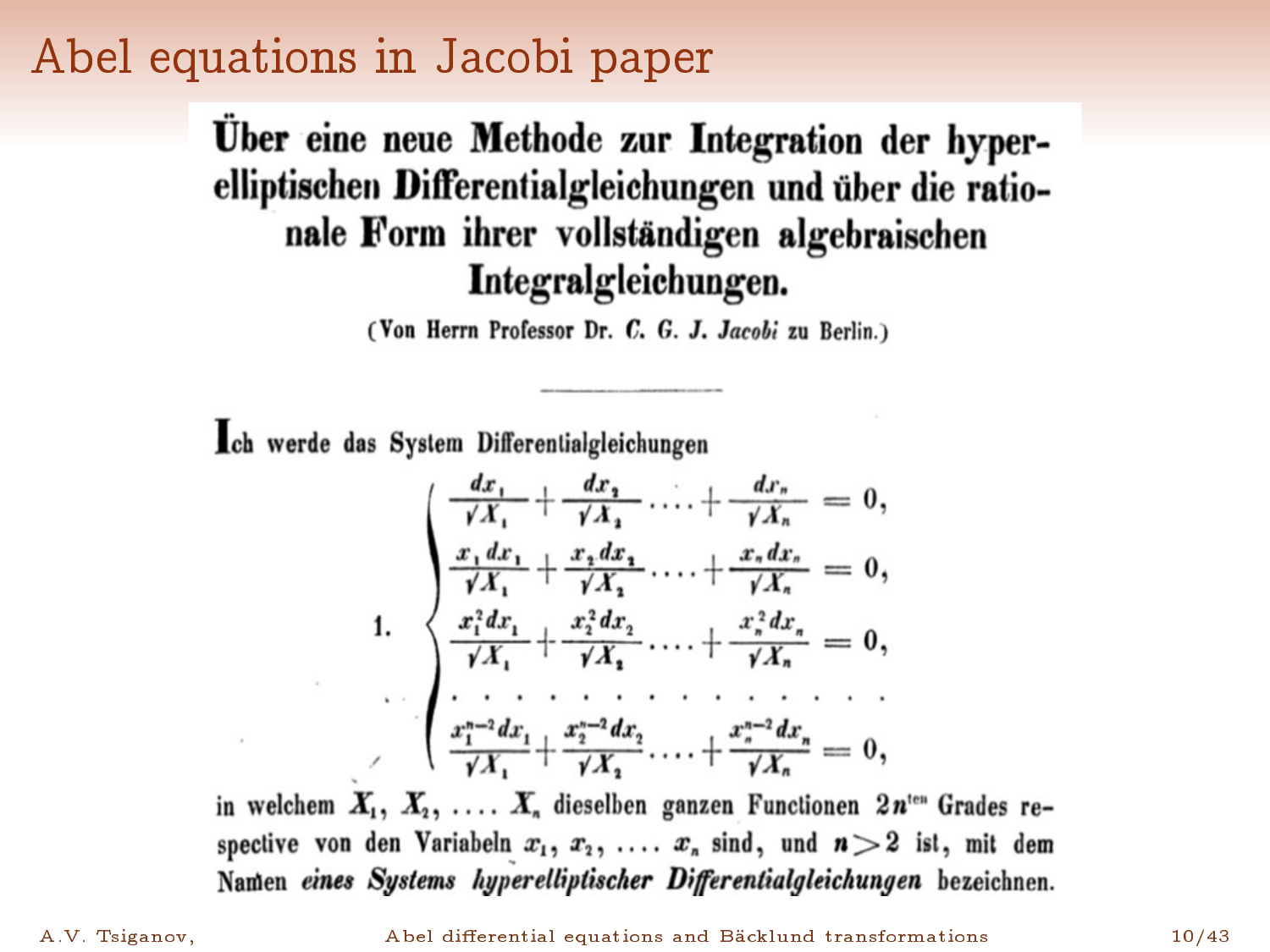# Abel equations in Jacobi paper

**Über eine neue Methode zur Integration der hyperelliptischen Differentialgleichungen und über die rationale Form ihrer vollständigen algebraischen Integralgleichungen.**

(Von Herrn Professor Dr. *C. G. J. Jacobi* zu Berlin.)

---

Ich werde das System Differentialgleichungen

$$
1. \quad \begin{cases}
\dfrac{dx_1}{\sqrt{X_1}} + \dfrac{dx_2}{\sqrt{X_2}} \dots + \dfrac{dx_n}{\sqrt{X_n}} = 0, \\[2mm]
\dfrac{x_1\,dx_1}{\sqrt{X_1}} + \dfrac{x_2\,dx_2}{\sqrt{X_2}} \dots + \dfrac{x_n\,dx_n}{\sqrt{X_n}} = 0, \\[2mm]
\dfrac{x_1^2\,dx_1}{\sqrt{X_1}} + \dfrac{x_2^2\,dx_2}{\sqrt{X_2}} \dots + \dfrac{x_n^2\,dx_n}{\sqrt{X_n}} = 0, \\[2mm]
\dots\dots\dots\dots\dots \\[2mm]
\dfrac{x_1^{n-2}\,dx_1}{\sqrt{X_1}} + \dfrac{x_2^{n-2}\,dx_2}{\sqrt{X_2}} \dots + \dfrac{x_n^{n-2}\,dx_n}{\sqrt{X_n}} = 0,
\end{cases}
$$

in welchem $X_1, X_2, \dots X_n$ dieselben ganzen Functionen $2n^{\text{ten}}$ Grades respective von den Variabeln $x_1, x_2, \dots x_n$ sind, und $n > 2$ ist, mit dem Namen *eines Systems hyperelliptischer Differentialgleichungen* bezeichnen.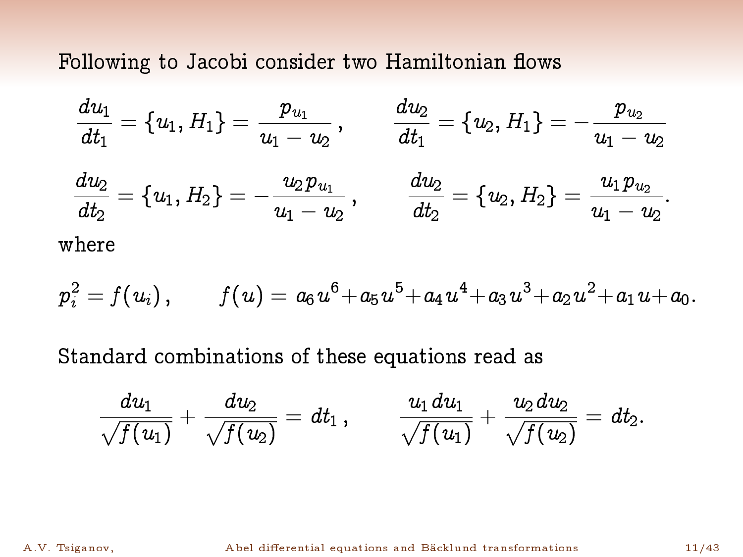Following to Jacobi consider two Hamiltonian flows

$$
\frac{du_1}{dt_1} = \{u_1, H_1\} = \frac{p_{u_1}}{u_1 - u_2}\,, \qquad \frac{du_2}{dt_1} = \{u_2, H_1\} = -\frac{p_{u_2}}{u_1 - u_2}
$$

$$
\frac{du_2}{dt_2} = \{u_1, H_2\} = -\frac{u_2\, p_{u_1}}{u_1 - u_2}\,, \qquad \frac{du_2}{dt_2} = \{u_2, H_2\} = \frac{u_1\, p_{u_2}}{u_1 - u_2}.
$$

where

$$
p_i^2 = f(u_i)\,, \qquad f(u) = a_6 u^6 + a_5 u^5 + a_4 u^4 + a_3 u^3 + a_2 u^2 + a_1 u + a_0.
$$

Standard combinations of these equations read as

$$
\frac{du_1}{\sqrt{f(u_1)}} + \frac{du_2}{\sqrt{f(u_2)}} = dt_1\,, \qquad \frac{u_1\, du_1}{\sqrt{f(u_1)}} + \frac{u_2\, du_2}{\sqrt{f(u_2)}} = dt_2.
$$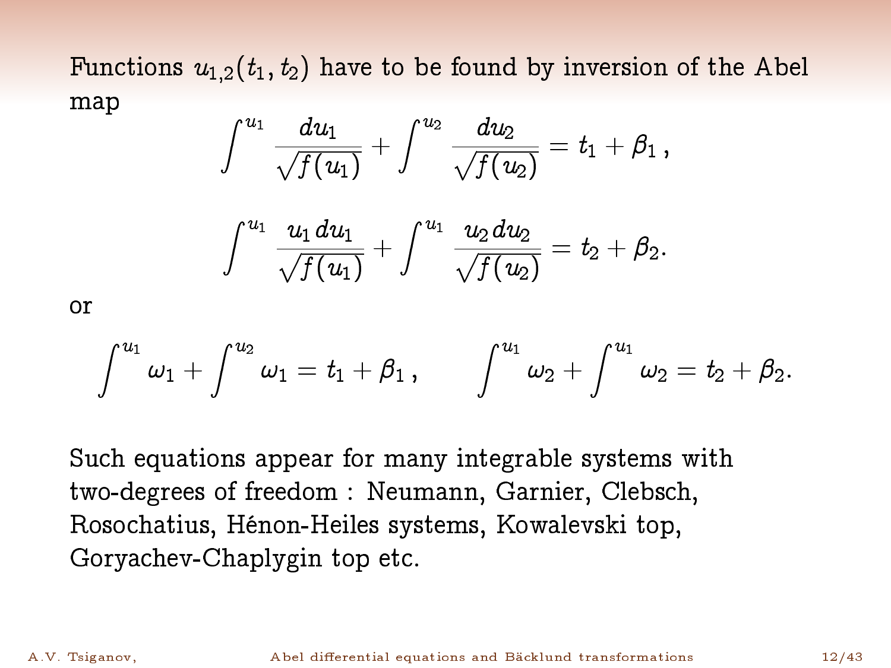Functions $u_{1,2}(t_1, t_2)$ have to be found by inversion of the Abel map

$$\int^{u_1} \frac{du_1}{\sqrt{f(u_1)}} + \int^{u_2} \frac{du_2}{\sqrt{f(u_2)}} = t_1 + \beta_1 \,,$$

$$\int^{u_1} \frac{u_1\, du_1}{\sqrt{f(u_1)}} + \int^{u_1} \frac{u_2\, du_2}{\sqrt{f(u_2)}} = t_2 + \beta_2 .$$

or

$$\int^{u_1} \omega_1 + \int^{u_2} \omega_1 = t_1 + \beta_1 \,, \qquad \int^{u_1} \omega_2 + \int^{u_1} \omega_2 = t_2 + \beta_2 .$$

Such equations appear for many integrable systems with two-degrees of freedom : Neumann, Garnier, Clebsch, Rosochatius, Hénon-Heiles systems, Kowalevski top, Goryachev-Chaplygin top etc.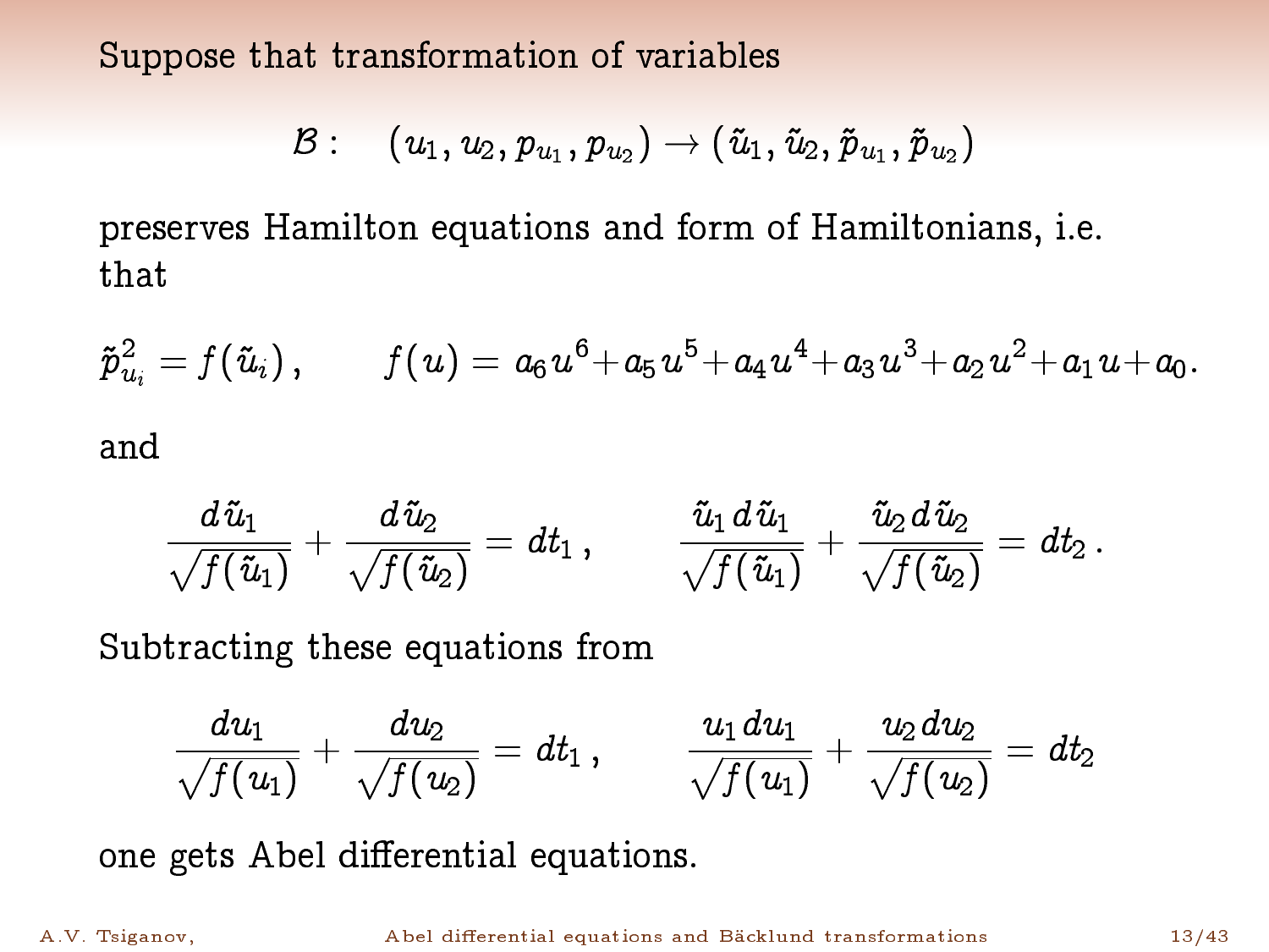Suppose that transformation of variables

$$\mathcal{B}: \quad (u_1, u_2, p_{u_1}, p_{u_2}) \to (\tilde{u}_1, \tilde{u}_2, \tilde{p}_{u_1}, \tilde{p}_{u_2})$$

preserves Hamilton equations and form of Hamiltonians, i.e. that

$$\tilde{p}_{u_i}^2 = f(\tilde{u}_i)\,, \qquad f(u) = a_6 u^6 + a_5 u^5 + a_4 u^4 + a_3 u^3 + a_2 u^2 + a_1 u + a_0.$$

and

$$\frac{d\tilde{u}_1}{\sqrt{f(\tilde{u}_1)}} + \frac{d\tilde{u}_2}{\sqrt{f(\tilde{u}_2)}} = dt_1\,, \qquad \frac{\tilde{u}_1\, d\tilde{u}_1}{\sqrt{f(\tilde{u}_1)}} + \frac{\tilde{u}_2\, d\tilde{u}_2}{\sqrt{f(\tilde{u}_2)}} = dt_2\,.$$

Subtracting these equations from

$$\frac{du_1}{\sqrt{f(u_1)}} + \frac{du_2}{\sqrt{f(u_2)}} = dt_1\,, \qquad \frac{u_1\, du_1}{\sqrt{f(u_1)}} + \frac{u_2\, du_2}{\sqrt{f(u_2)}} = dt_2$$

one gets Abel differential equations.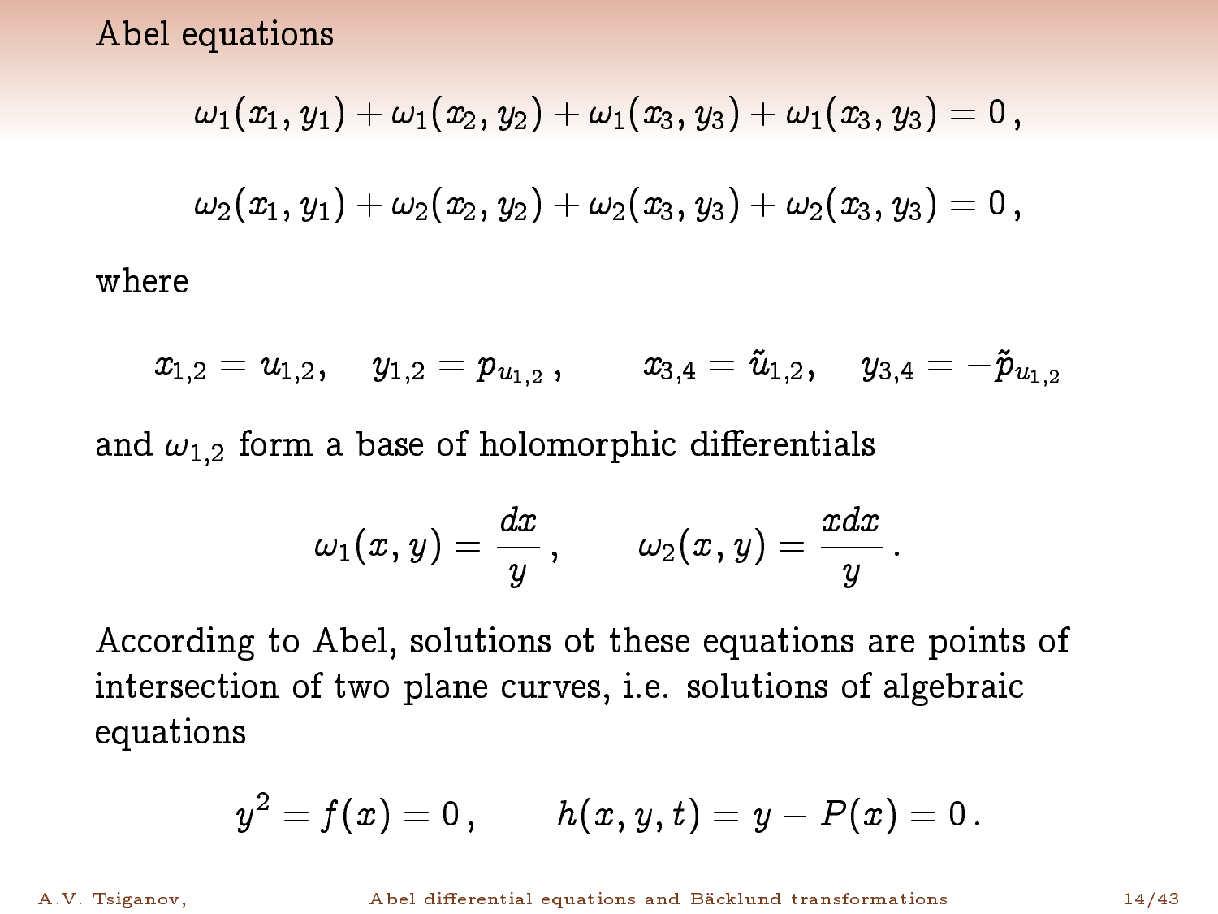# Abel equations

$$\omega_1(x_1, y_1) + \omega_1(x_2, y_2) + \omega_1(x_3, y_3) + \omega_1(x_3, y_3) = 0\,,$$

$$\omega_2(x_1, y_1) + \omega_2(x_2, y_2) + \omega_2(x_3, y_3) + \omega_2(x_3, y_3) = 0\,,$$

where

$$x_{1,2} = u_{1,2}, \quad y_{1,2} = p_{u_{1,2}}\,, \qquad x_{3,4} = \tilde{u}_{1,2}, \quad y_{3,4} = -\tilde{p}_{u_{1,2}}$$

and $\omega_{1,2}$ form a base of holomorphic differentials

$$\omega_1(x, y) = \frac{dx}{y}\,, \qquad \omega_2(x, y) = \frac{xdx}{y}\,.$$

According to Abel, solutions ot these equations are points of intersection of two plane curves, i.e. solutions of algebraic equations

$$y^2 = f(x) = 0\,, \qquad h(x, y, t) = y - P(x) = 0\,.$$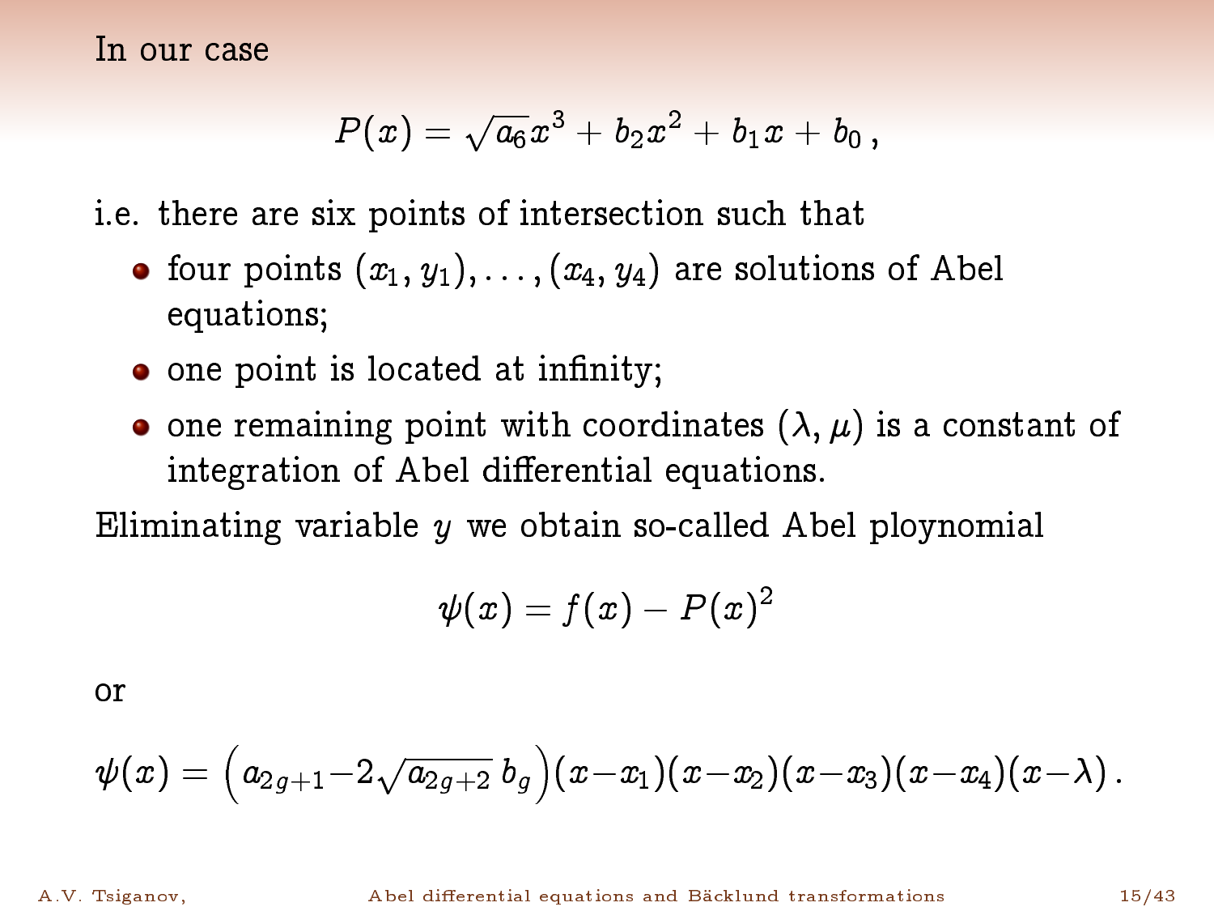In our case

$$P(x) = \sqrt{a_6}x^3 + b_2x^2 + b_1x + b_0\,,$$

i.e. there are six points of intersection such that

- four points $(x_1, y_1), \ldots, (x_4, y_4)$ are solutions of Abel equations;
- one point is located at infinity;
- one remaining point with coordinates $(\lambda, \mu)$ is a constant of integration of Abel differential equations.

Eliminating variable $y$ we obtain so-called Abel ploynomial

$$\psi(x) = f(x) - P(x)^2$$

or

$$\psi(x) = \Bigl(a_{2g+1} - 2\sqrt{a_{2g+2}}\, b_g\Bigr)(x - x_1)(x - x_2)(x - x_3)(x - x_4)(x - \lambda)\,.$$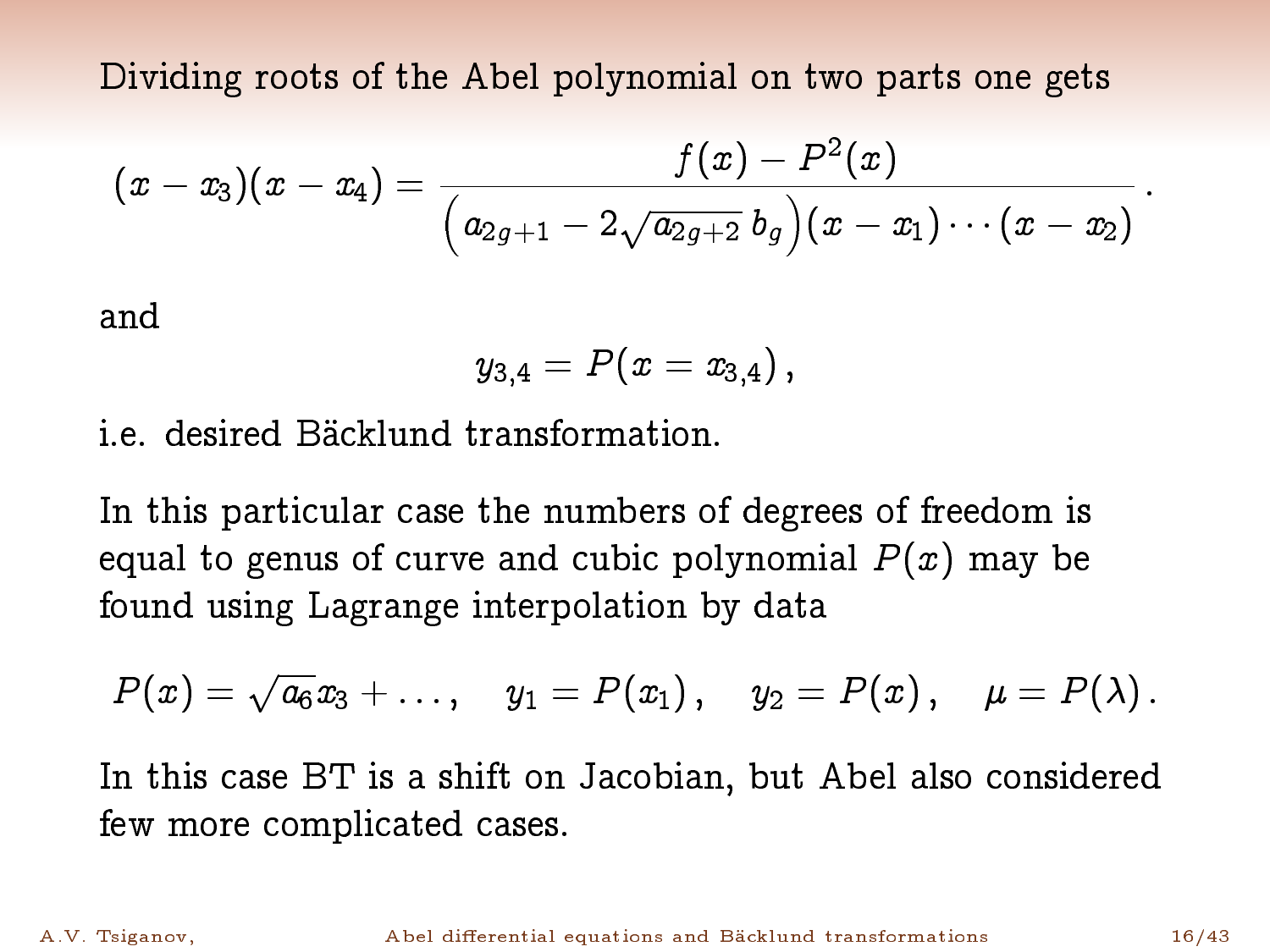Dividing roots of the Abel polynomial on two parts one gets

$$(x - x_3)(x - x_4) = \frac{f(x) - P^2(x)}{\left(a_{2g+1} - 2\sqrt{a_{2g+2}}\, b_g\right)(x - x_1)\cdots(x - x_2)}\,.$$

and

$$y_{3,4} = P(x = x_{3,4})\,,$$

i.e. desired Bäcklund transformation.

In this particular case the numbers of degrees of freedom is equal to genus of curve and cubic polynomial $P(x)$ may be found using Lagrange interpolation by data

$$P(x) = \sqrt{a_6} x_3 + \ldots, \quad y_1 = P(x_1)\,, \quad y_2 = P(x)\,, \quad \mu = P(\lambda)\,.$$

In this case BT is a shift on Jacobian, but Abel also considered few more complicated cases.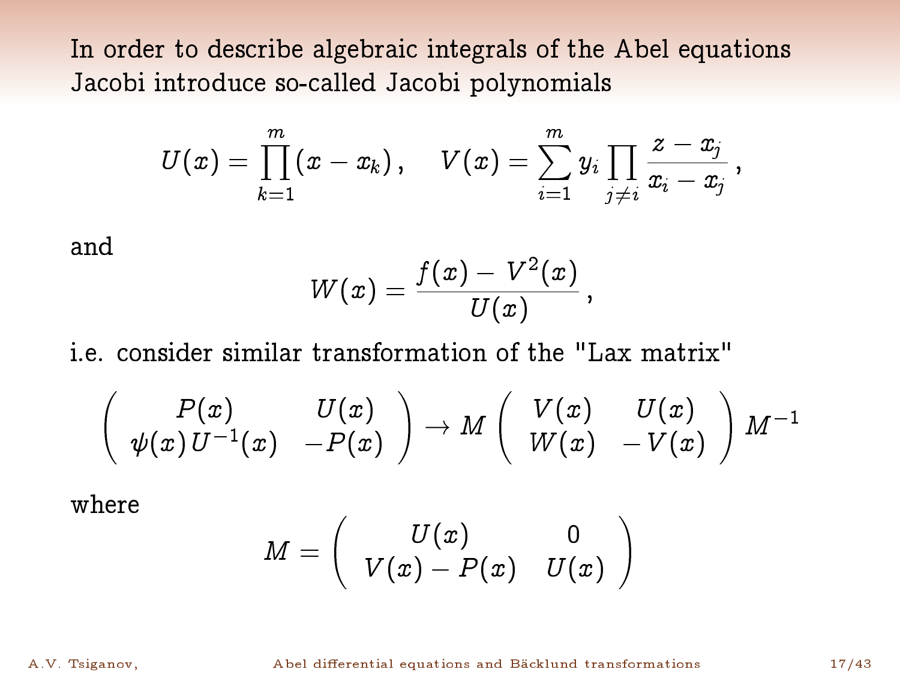In order to describe algebraic integrals of the Abel equations Jacobi introduce so-called Jacobi polynomials

$$
U(x) = \prod_{k=1}^{m} (x - x_k)\,, \quad V(x) = \sum_{i=1}^{m} y_i \prod_{j \neq i} \frac{z - x_j}{x_i - x_j}\,,
$$

and

$$
W(x) = \frac{f(x) - V^2(x)}{U(x)}\,,
$$

i.e. consider similar transformation of the "Lax matrix"

$$
\left( \begin{array}{cc} P(x) & U(x) \\ \psi(x)\,U^{-1}(x) & -P(x) \end{array} \right) \to M \left( \begin{array}{cc} V(x) & U(x) \\ W(x) & -V(x) \end{array} \right) M^{-1}
$$

where

$$
M = \left( \begin{array}{cc} U(x) & 0 \\ V(x) - P(x) & U(x) \end{array} \right)
$$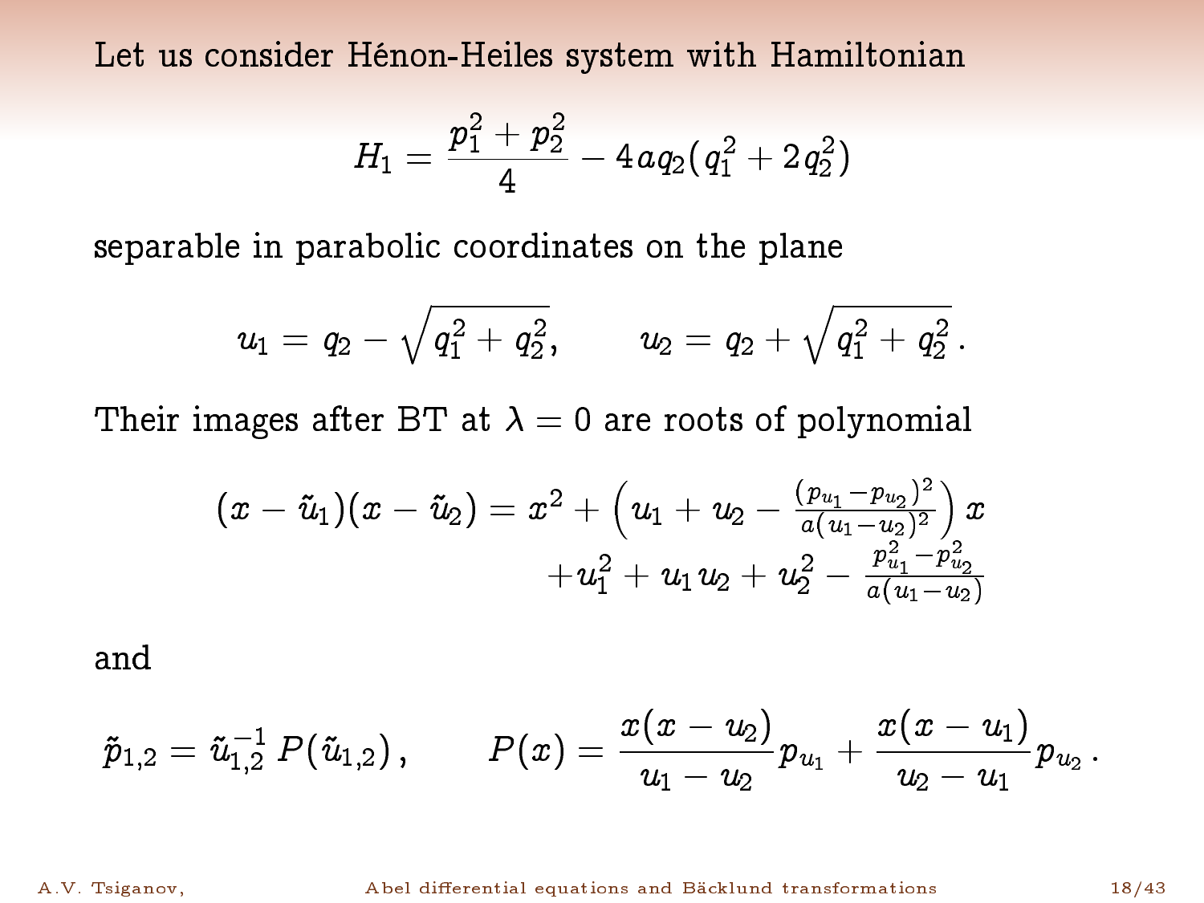Let us consider Hénon-Heiles system with Hamiltonian

$$H_1 = \frac{p_1^2 + p_2^2}{4} - 4aq_2(q_1^2 + 2q_2^2)$$

separable in parabolic coordinates on the plane

$$u_1 = q_2 - \sqrt{q_1^2 + q_2^2}, \qquad u_2 = q_2 + \sqrt{q_1^2 + q_2^2}\,.$$

Their images after BT at $\lambda = 0$ are roots of polynomial

$$(x - \tilde{u}_1)(x - \tilde{u}_2) = x^2 + \left(u_1 + u_2 - \frac{(p_{u_1} - p_{u_2})^2}{a(u_1 - u_2)^2}\right)x + u_1^2 + u_1 u_2 + u_2^2 - \frac{p_{u_1}^2 - p_{u_2}^2}{a(u_1 - u_2)}$$

and

$$\tilde{p}_{1,2} = \tilde{u}_{1,2}^{-1}\, P(\tilde{u}_{1,2})\,, \qquad P(x) = \frac{x(x - u_2)}{u_1 - u_2} p_{u_1} + \frac{x(x - u_1)}{u_2 - u_1} p_{u_2}\,.$$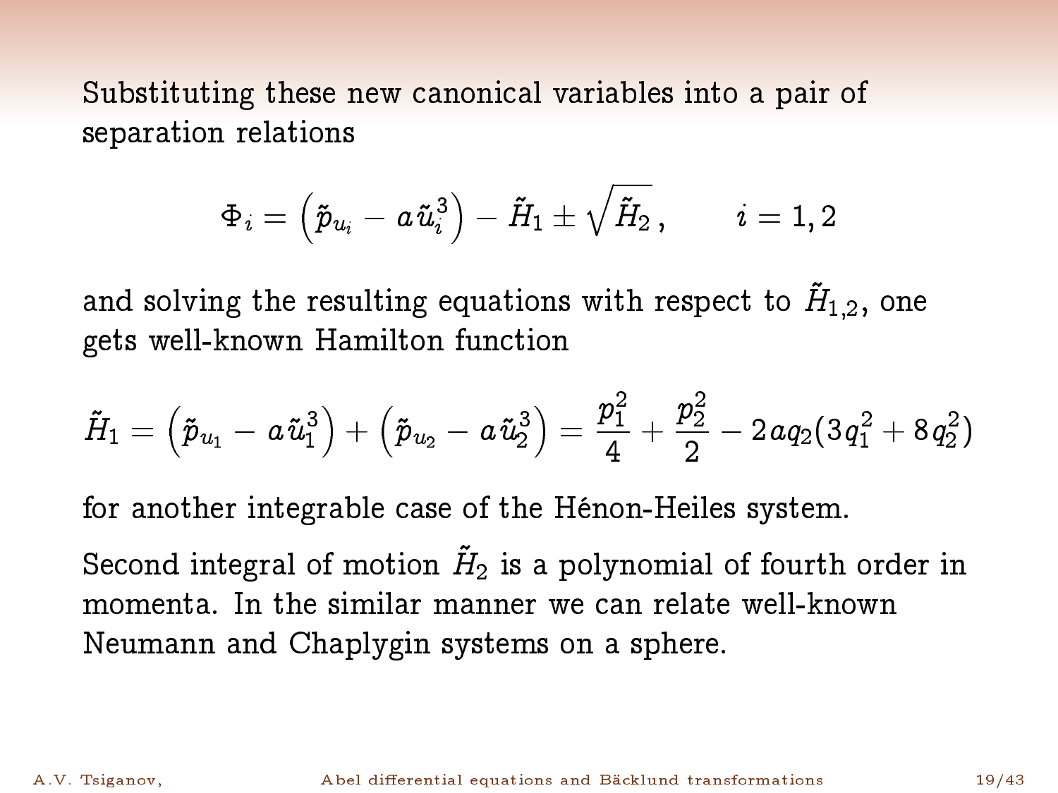Substituting these new canonical variables into a pair of separation relations

$$\Phi_i = \left(\tilde{p}_{u_i} - a\,\tilde{u}_i^3\right) - \tilde{H}_1 \pm \sqrt{\tilde{H}_2}\,, \qquad i = 1, 2$$

and solving the resulting equations with respect to $\tilde{H}_{1,2}$, one gets well-known Hamilton function

$$\tilde{H}_1 = \left(\tilde{p}_{u_1} - a\,\tilde{u}_1^3\right) + \left(\tilde{p}_{u_2} - a\,\tilde{u}_2^3\right) = \frac{p_1^2}{4} + \frac{p_2^2}{2} - 2aq_2(3q_1^2 + 8q_2^2)$$

for another integrable case of the Hénon-Heiles system.

Second integral of motion $\tilde{H}_2$ is a polynomial of fourth order in momenta. In the similar manner we can relate well-known Neumann and Chaplygin systems on a sphere.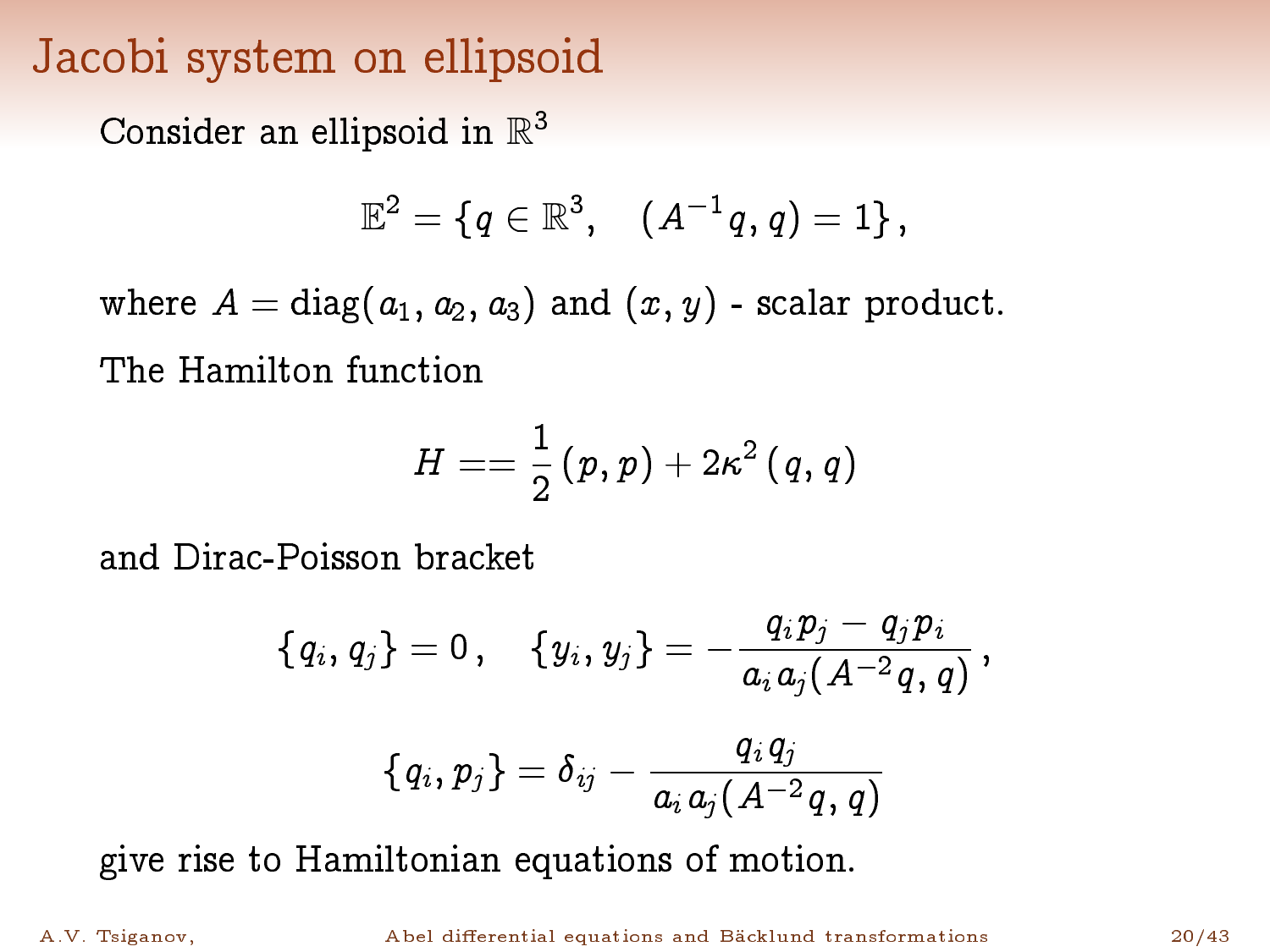# Jacobi system on ellipsoid

Consider an ellipsoid in $\mathbb{R}^3$

$$\mathbb{E}^2 = \{q \in \mathbb{R}^3, \quad (A^{-1}q, q) = 1\},$$

where $A = \mathrm{diag}(a_1, a_2, a_3)$ and $(x, y)$ - scalar product.

The Hamilton function

$$H == \frac{1}{2}(p, p) + 2\kappa^2 (q, q)$$

and Dirac-Poisson bracket

$$\{q_i, q_j\} = 0, \quad \{y_i, y_j\} = -\frac{q_i p_j - q_j p_i}{a_i a_j (A^{-2}q, q)},$$

$$\{q_i, p_j\} = \delta_{ij} - \frac{q_i q_j}{a_i a_j (A^{-2}q, q)}$$

give rise to Hamiltonian equations of motion.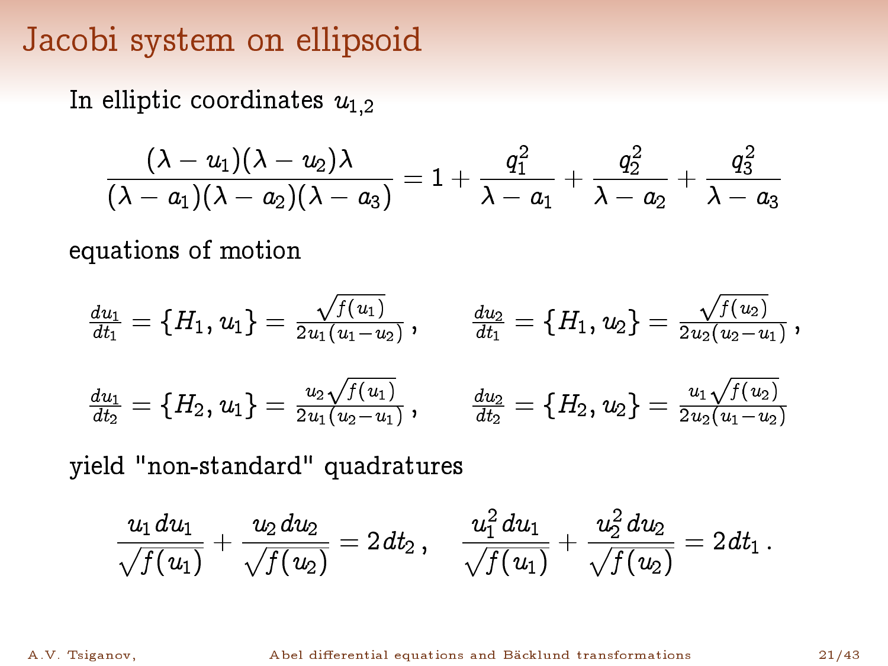# Jacobi system on ellipsoid

In elliptic coordinates $u_{1,2}$

$$\frac{(\lambda-u_1)(\lambda-u_2)\lambda}{(\lambda-a_1)(\lambda-a_2)(\lambda-a_3)} = 1 + \frac{q_1^2}{\lambda-a_1} + \frac{q_2^2}{\lambda-a_2} + \frac{q_3^2}{\lambda-a_3}$$

equations of motion

$$\frac{du_1}{dt_1} = \{H_1, u_1\} = \frac{\sqrt{f(u_1)}}{2u_1(u_1-u_2)}\,, \qquad \frac{du_2}{dt_1} = \{H_1, u_2\} = \frac{\sqrt{f(u_2)}}{2u_2(u_2-u_1)}\,,$$

$$\frac{du_1}{dt_2} = \{H_2, u_1\} = \frac{u_2\sqrt{f(u_1)}}{2u_1(u_2-u_1)}\,, \qquad \frac{du_2}{dt_2} = \{H_2, u_2\} = \frac{u_1\sqrt{f(u_2)}}{2u_2(u_1-u_2)}$$

yield "non-standard" quadratures

$$\frac{u_1\,du_1}{\sqrt{f(u_1)}} + \frac{u_2\,du_2}{\sqrt{f(u_2)}} = 2\,dt_2\,, \qquad \frac{u_1^2\,du_1}{\sqrt{f(u_1)}} + \frac{u_2^2\,du_2}{\sqrt{f(u_2)}} = 2\,dt_1\,.$$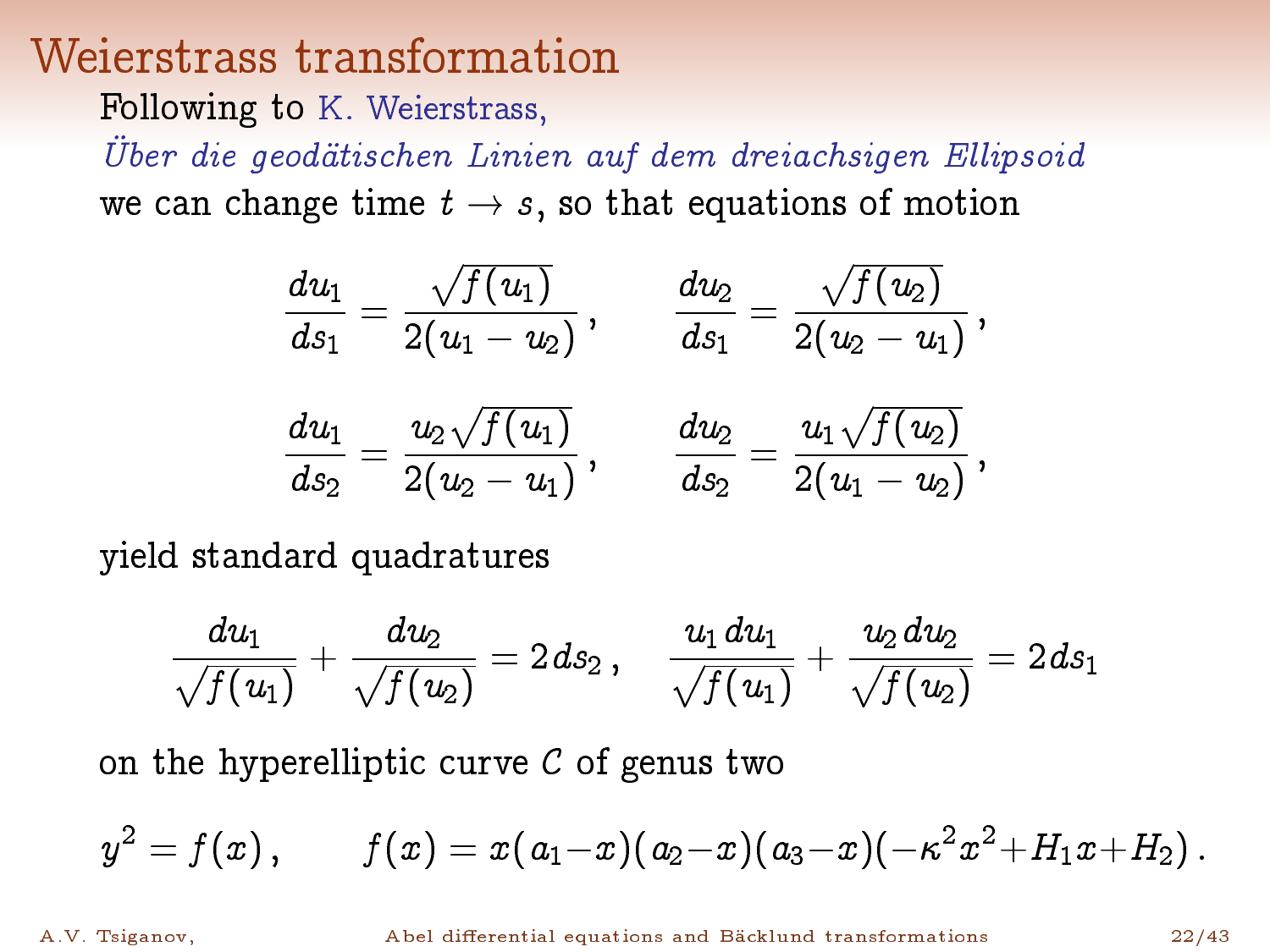# Weierstrass transformation

Following to K. Weierstrass,
*Über die geodätischen Linien auf dem dreiachsigen Ellipsoid*
we can change time $t \to s$, so that equations of motion

$$
\frac{du_1}{ds_1} = \frac{\sqrt{f(u_1)}}{2(u_1 - u_2)}\,, \qquad \frac{du_2}{ds_1} = \frac{\sqrt{f(u_2)}}{2(u_2 - u_1)}\,,
$$

$$
\frac{du_1}{ds_2} = \frac{u_2\sqrt{f(u_1)}}{2(u_2 - u_1)}\,, \qquad \frac{du_2}{ds_2} = \frac{u_1\sqrt{f(u_2)}}{2(u_1 - u_2)}\,,
$$

yield standard quadratures

$$
\frac{du_1}{\sqrt{f(u_1)}} + \frac{du_2}{\sqrt{f(u_2)}} = 2ds_2\,, \quad \frac{u_1\,du_1}{\sqrt{f(u_1)}} + \frac{u_2\,du_2}{\sqrt{f(u_2)}} = 2ds_1
$$

on the hyperelliptic curve $C$ of genus two

$$
y^2 = f(x)\,, \qquad f(x) = x(a_1 - x)(a_2 - x)(a_3 - x)(-\kappa^2 x^2 + H_1 x + H_2)\,.
$$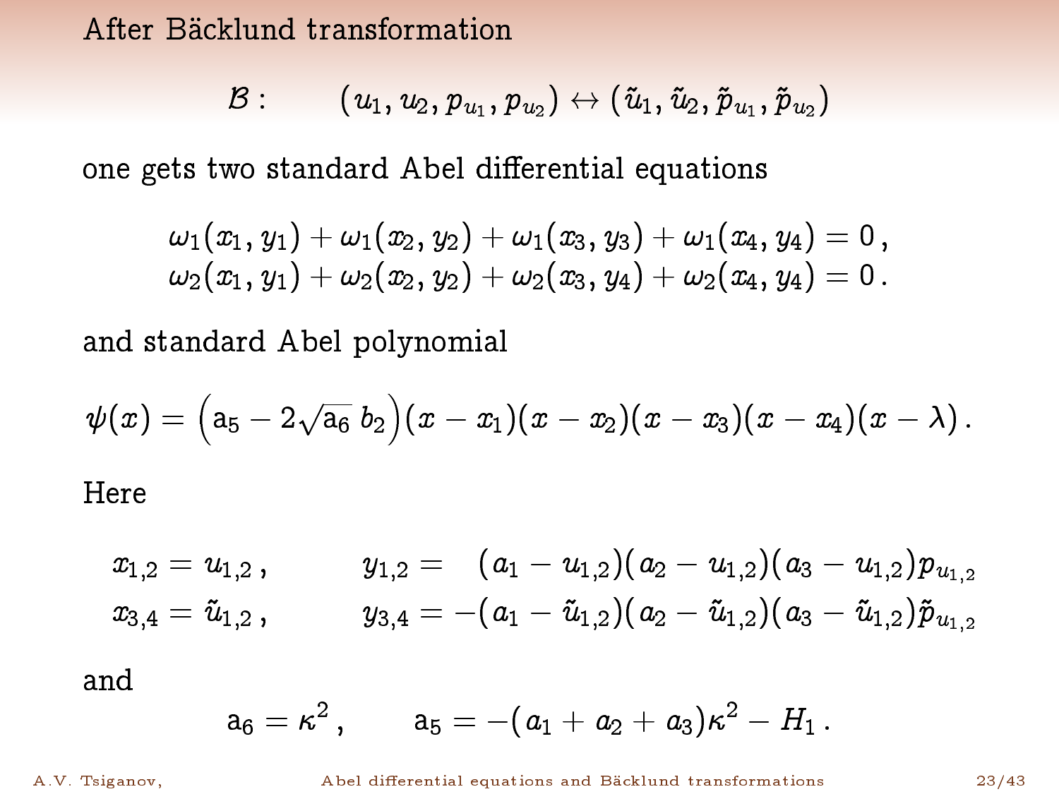After Bäcklund transformation

$$\mathcal{B}: \qquad (u_1, u_2, p_{u_1}, p_{u_2}) \leftrightarrow (\tilde{u}_1, \tilde{u}_2, \tilde{p}_{u_1}, \tilde{p}_{u_2})$$

one gets two standard Abel differential equations

$$\begin{aligned}
\omega_1(x_1, y_1) + \omega_1(x_2, y_2) + \omega_1(x_3, y_3) + \omega_1(x_4, y_4) = 0\,, \\
\omega_2(x_1, y_1) + \omega_2(x_2, y_2) + \omega_2(x_3, y_4) + \omega_2(x_4, y_4) = 0\,.
\end{aligned}$$

and standard Abel polynomial

$$\psi(x) = \left(\mathrm{a}_5 - 2\sqrt{\mathrm{a}_6}\, b_2\right)(x - x_1)(x - x_2)(x - x_3)(x - x_4)(x - \lambda)\,.$$

Here

$$\begin{aligned}
x_{1,2} &= u_{1,2}\,, \qquad & y_{1,2} &= \phantom{-}(a_1 - u_{1,2})(a_2 - u_{1,2})(a_3 - u_{1,2})p_{u_{1,2}} \\
x_{3,4} &= \tilde{u}_{1,2}\,, \qquad & y_{3,4} &= -(a_1 - \tilde{u}_{1,2})(a_2 - \tilde{u}_{1,2})(a_3 - \tilde{u}_{1,2})\tilde{p}_{u_{1,2}}
\end{aligned}$$

and

$$\mathrm{a}_6 = \kappa^2\,, \qquad \mathrm{a}_5 = -(a_1 + a_2 + a_3)\kappa^2 - H_1\,.$$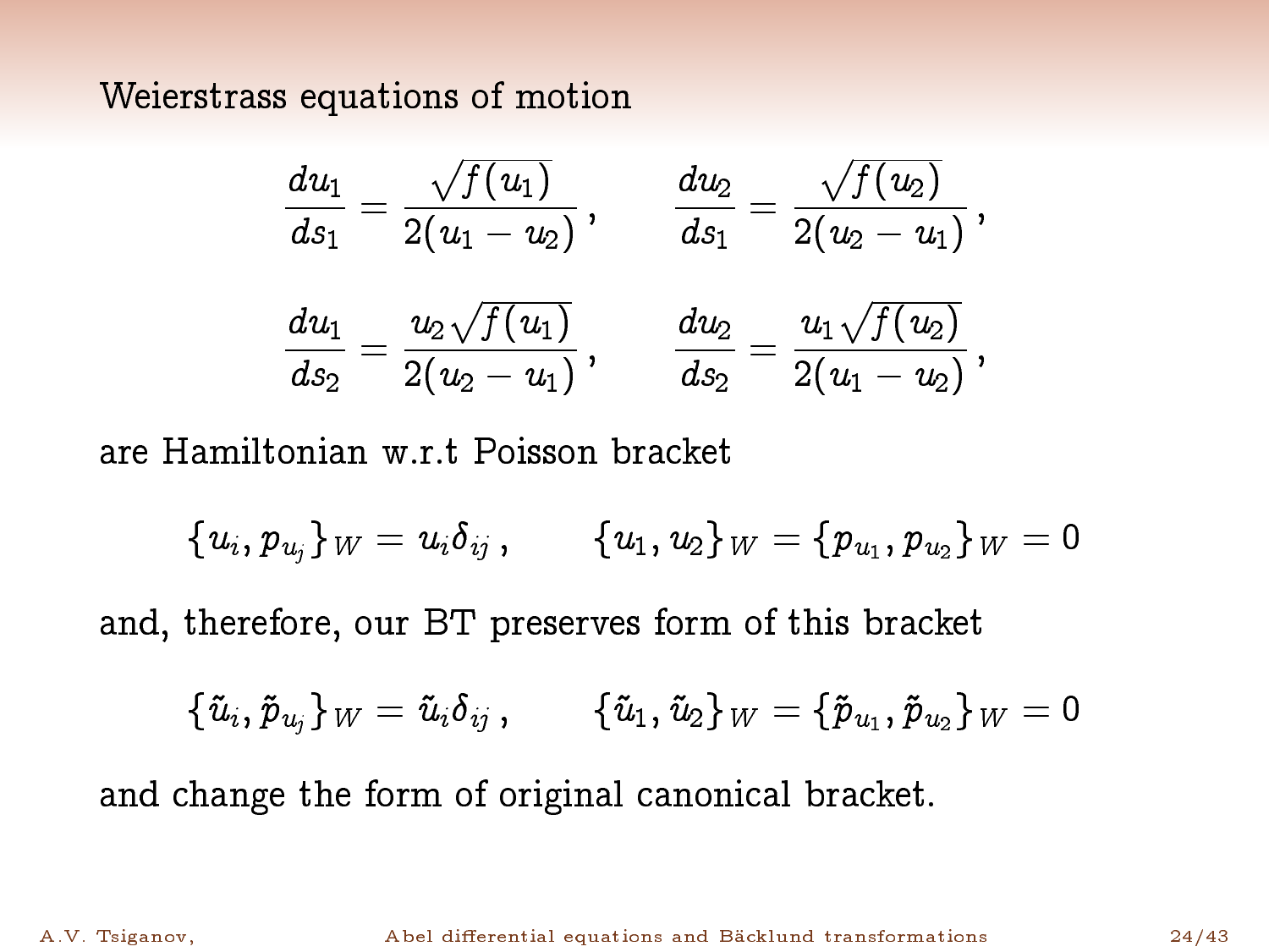## Weierstrass equations of motion

$$
\frac{du_1}{ds_1} = \frac{\sqrt{f(u_1)}}{2(u_1 - u_2)}\,, \qquad \frac{du_2}{ds_1} = \frac{\sqrt{f(u_2)}}{2(u_2 - u_1)}\,,
$$

$$
\frac{du_1}{ds_2} = \frac{u_2\sqrt{f(u_1)}}{2(u_2 - u_1)}\,, \qquad \frac{du_2}{ds_2} = \frac{u_1\sqrt{f(u_2)}}{2(u_1 - u_2)}\,,
$$

are Hamiltonian w.r.t Poisson bracket

$$
\{u_i, p_{u_j}\}_W = u_i \delta_{ij}\,, \qquad \{u_1, u_2\}_W = \{p_{u_1}, p_{u_2}\}_W = 0
$$

and, therefore, our BT preserves form of this bracket

$$
\{\tilde{u}_i, \tilde{p}_{u_j}\}_W = \tilde{u}_i \delta_{ij}\,, \qquad \{\tilde{u}_1, \tilde{u}_2\}_W = \{\tilde{p}_{u_1}, \tilde{p}_{u_2}\}_W = 0
$$

and change the form of original canonical bracket.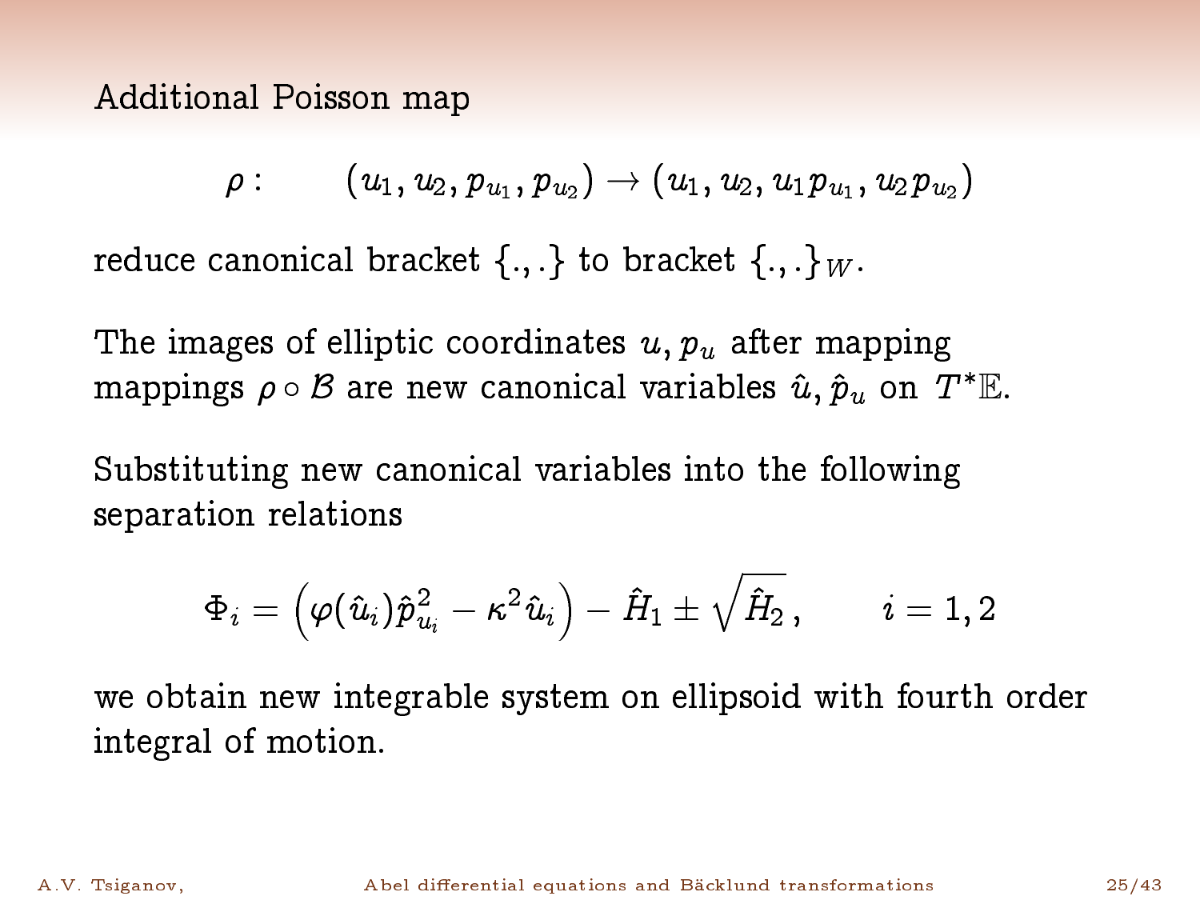## Additional Poisson map

$$\rho: \qquad (u_1, u_2, p_{u_1}, p_{u_2}) \to (u_1, u_2, u_1 p_{u_1}, u_2 p_{u_2})$$

reduce canonical bracket $\{.,.\}$ to bracket $\{.,.\}_W$.

The images of elliptic coordinates $u, p_u$ after mapping mappings $\rho \circ \mathcal{B}$ are new canonical variables $\hat{u}, \hat{p}_u$ on $T^*\mathbb{E}$.

Substituting new canonical variables into the following separation relations

$$\Phi_i = \Big(\varphi(\hat{u}_i)\hat{p}_{u_i}^2 - \kappa^2 \hat{u}_i\Big) - \hat{H}_1 \pm \sqrt{\hat{H}_2}\,, \qquad i = 1, 2$$

we obtain new integrable system on ellipsoid with fourth order integral of motion.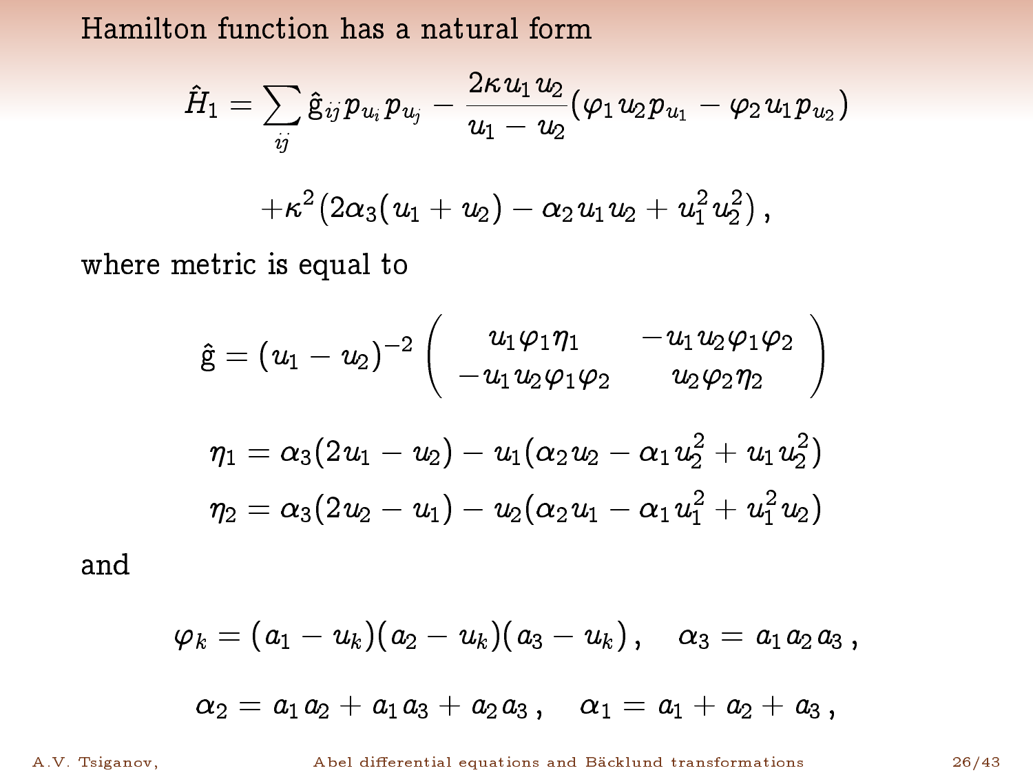Hamilton function has a natural form

$$\hat{H}_1 = \sum_{ij} \hat{\mathrm{g}}_{ij} p_{u_i} p_{u_j} - \frac{2\kappa u_1 u_2}{u_1 - u_2}(\varphi_1 u_2 p_{u_1} - \varphi_2 u_1 p_{u_2})$$

$$+\kappa^2 \big(2\alpha_3(u_1 + u_2) - \alpha_2 u_1 u_2 + u_1^2 u_2^2\big)\,,$$

where metric is equal to

$$\hat{\mathrm{g}} = (u_1 - u_2)^{-2} \begin{pmatrix} u_1 \varphi_1 \eta_1 & -u_1 u_2 \varphi_1 \varphi_2 \\ -u_1 u_2 \varphi_1 \varphi_2 & u_2 \varphi_2 \eta_2 \end{pmatrix}$$

$$\eta_1 = \alpha_3(2u_1 - u_2) - u_1(\alpha_2 u_2 - \alpha_1 u_2^2 + u_1 u_2^2)$$

$$\eta_2 = \alpha_3(2u_2 - u_1) - u_2(\alpha_2 u_1 - \alpha_1 u_1^2 + u_1^2 u_2)$$

and

$$\varphi_k = (a_1 - u_k)(a_2 - u_k)(a_3 - u_k)\,, \quad \alpha_3 = a_1 a_2 a_3\,,$$

$$\alpha_2 = a_1 a_2 + a_1 a_3 + a_2 a_3\,, \quad \alpha_1 = a_1 + a_2 + a_3\,,$$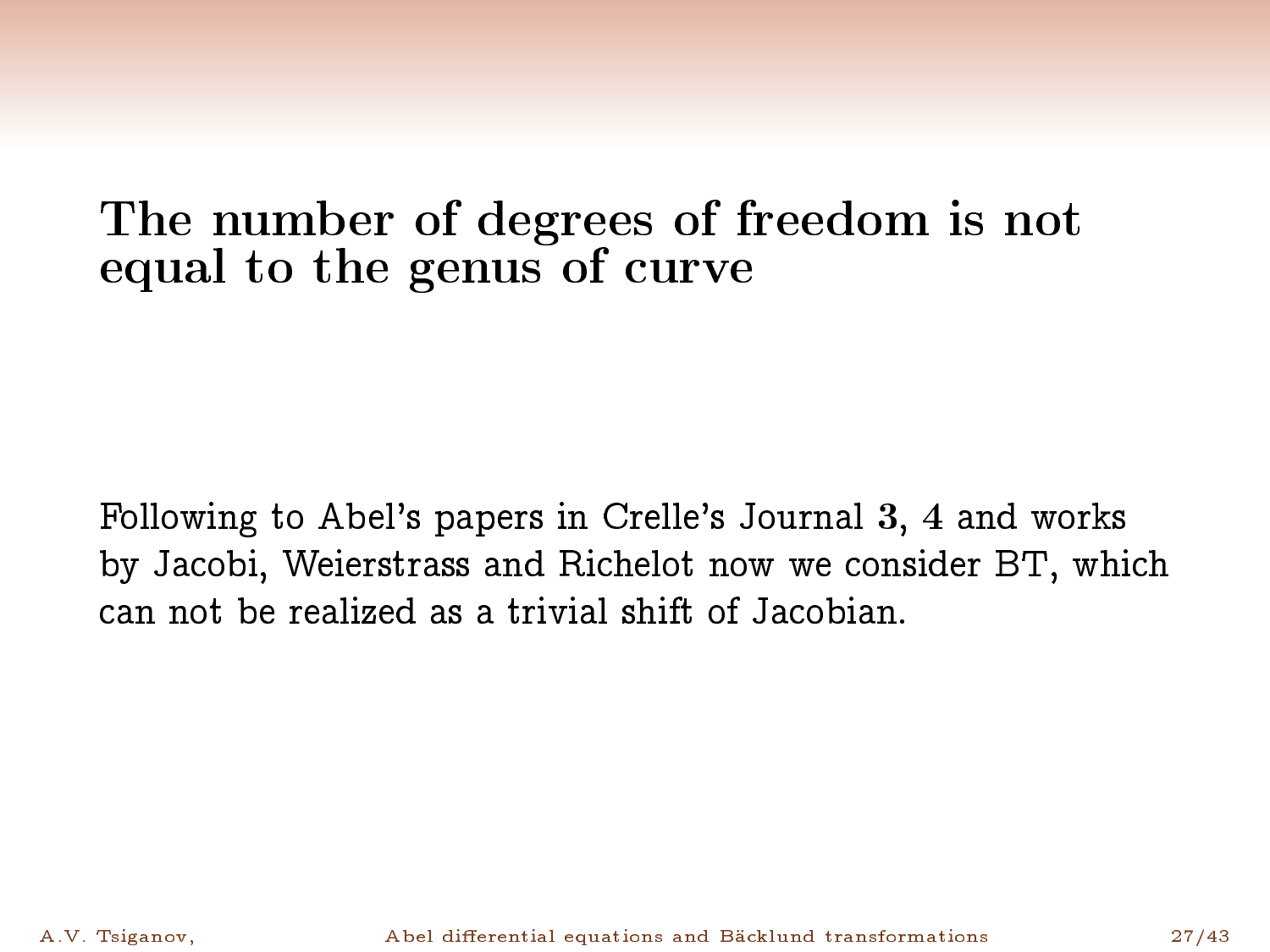# The number of degrees of freedom is not equal to the genus of curve

Following to Abel's papers in Crelle's Journal **3**, **4** and works by Jacobi, Weierstrass and Richelot now we consider BT, which can not be realized as a trivial shift of Jacobian.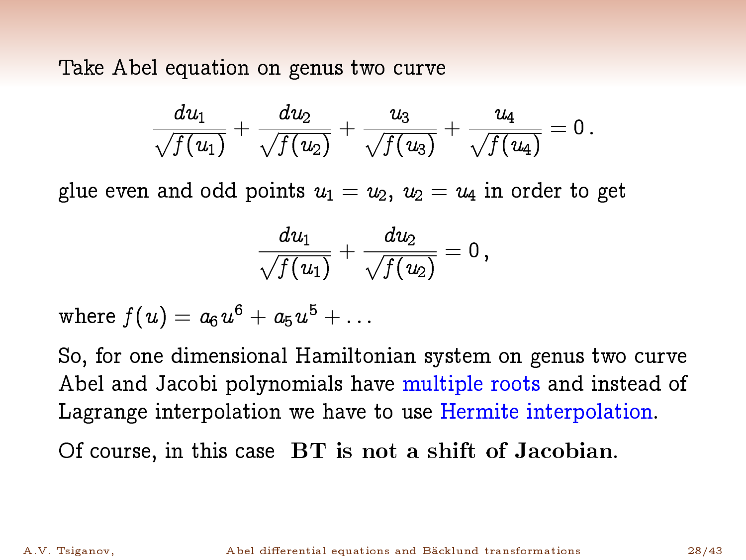Take Abel equation on genus two curve

$$\frac{du_1}{\sqrt{f(u_1)}} + \frac{du_2}{\sqrt{f(u_2)}} + \frac{u_3}{\sqrt{f(u_3)}} + \frac{u_4}{\sqrt{f(u_4)}} = 0\,.$$

glue even and odd points $u_1 = u_2$, $u_2 = u_4$ in order to get

$$\frac{du_1}{\sqrt{f(u_1)}} + \frac{du_2}{\sqrt{f(u_2)}} = 0\,,$$

where $f(u) = a_6 u^6 + a_5 u^5 + \dots$

So, for one dimensional Hamiltonian system on genus two curve Abel and Jacobi polynomials have multiple roots and instead of Lagrange interpolation we have to use Hermite interpolation.

Of course, in this case **BT is not a shift of Jacobian**.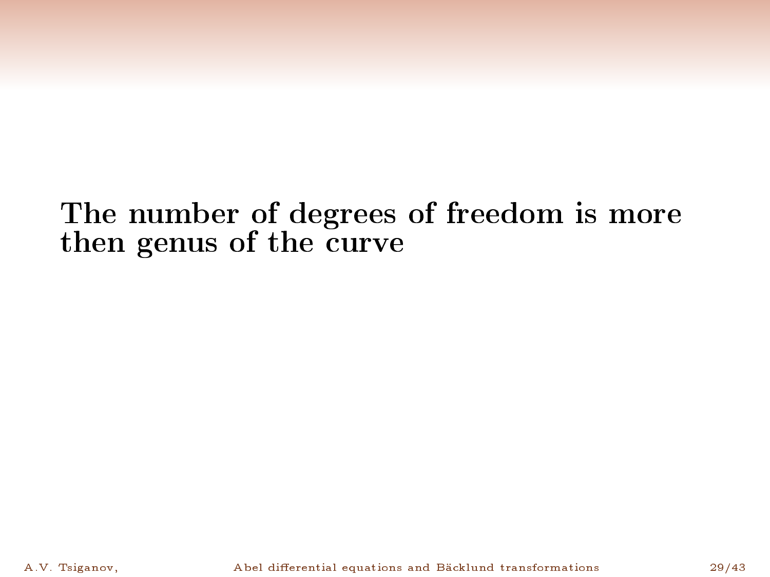**The number of degrees of freedom is more then genus of the curve**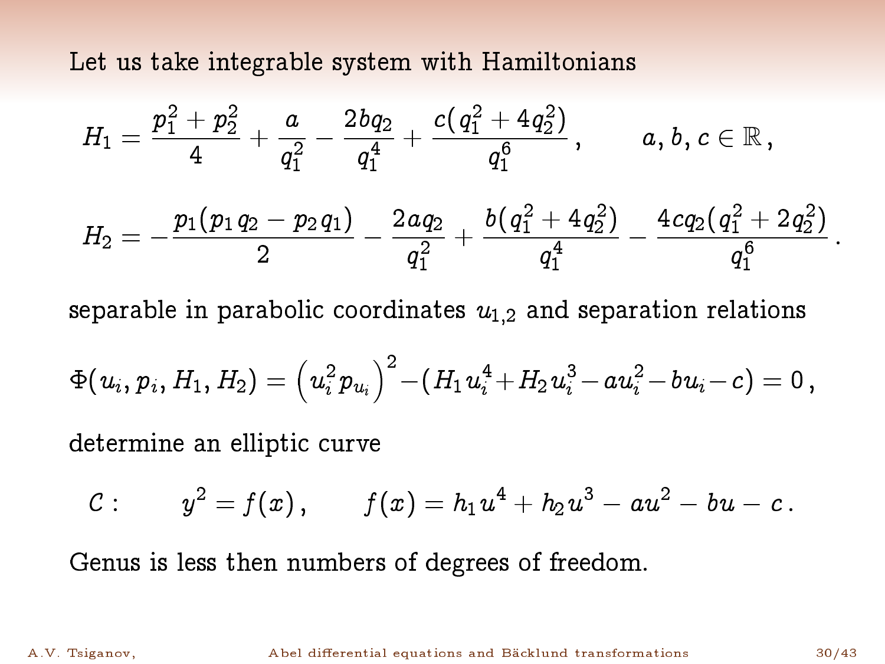Let us take integrable system with Hamiltonians

$$H_1 = \frac{p_1^2 + p_2^2}{4} + \frac{a}{q_1^2} - \frac{2bq_2}{q_1^4} + \frac{c(q_1^2 + 4q_2^2)}{q_1^6}\,, \qquad a, b, c \in \mathbb{R}\,,$$

$$H_2 = -\frac{p_1(p_1 q_2 - p_2 q_1)}{2} - \frac{2aq_2}{q_1^2} + \frac{b(q_1^2 + 4q_2^2)}{q_1^4} - \frac{4cq_2(q_1^2 + 2q_2^2)}{q_1^6}\,.$$

separable in parabolic coordinates $u_{1,2}$ and separation relations

$$\Phi(u_i, p_i, H_1, H_2) = \left(u_i^2 p_{u_i}\right)^2 - (H_1 u_i^4 + H_2 u_i^3 - a u_i^2 - b u_i - c) = 0\,,$$

determine an elliptic curve

$$\mathcal{C}: \qquad y^2 = f(x)\,, \qquad f(x) = h_1 u^4 + h_2 u^3 - au^2 - bu - c\,.$$

Genus is less then numbers of degrees of freedom.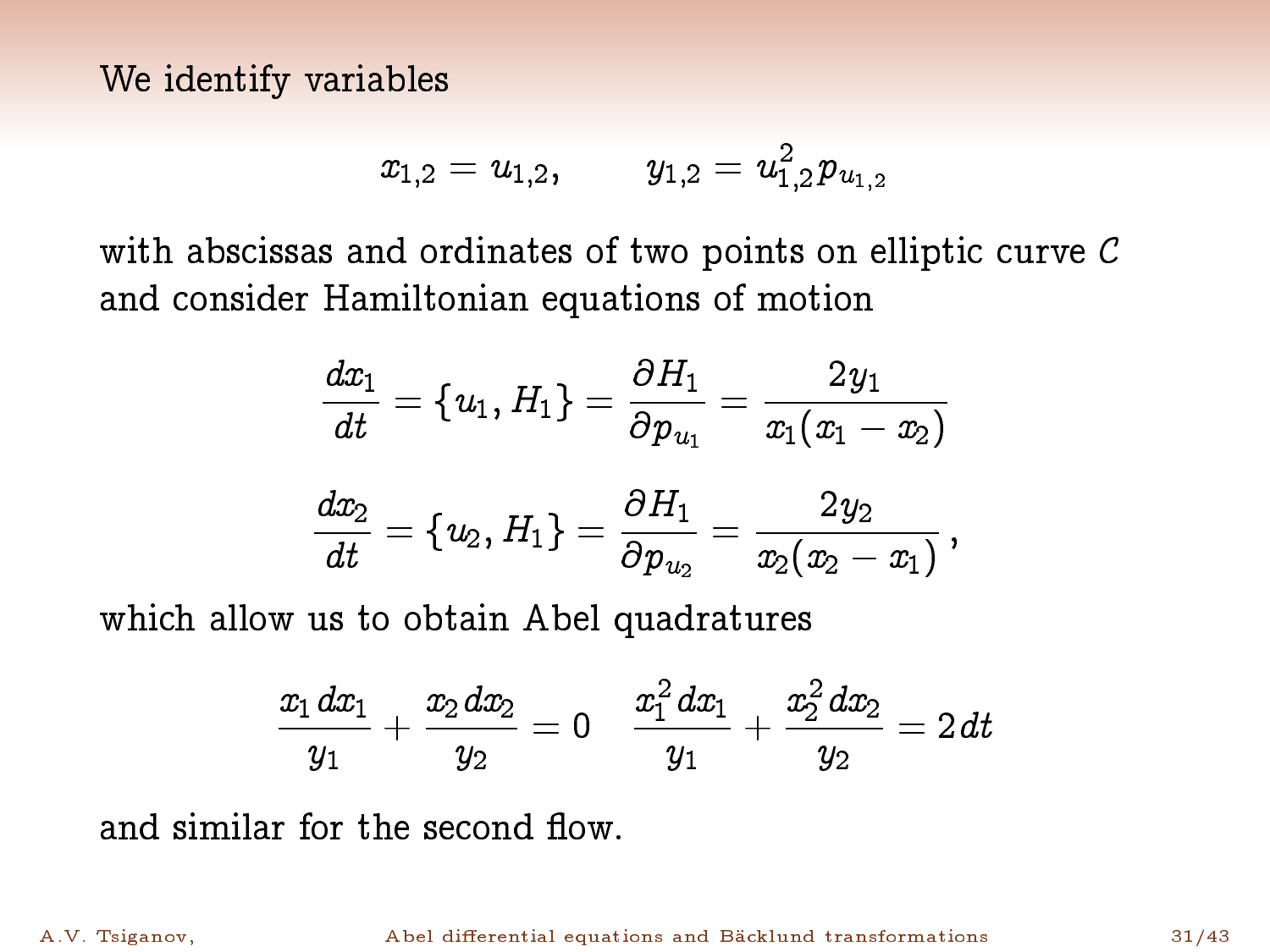We identify variables

$$x_{1,2} = u_{1,2}, \qquad y_{1,2} = u_{1,2}^2 p_{u_{1,2}}$$

with abscissas and ordinates of two points on elliptic curve $\mathcal{C}$ and consider Hamiltonian equations of motion

$$\frac{dx_1}{dt} = \{u_1, H_1\} = \frac{\partial H_1}{\partial p_{u_1}} = \frac{2y_1}{x_1(x_1 - x_2)}$$

$$\frac{dx_2}{dt} = \{u_2, H_1\} = \frac{\partial H_1}{\partial p_{u_2}} = \frac{2y_2}{x_2(x_2 - x_1)}\,,$$

which allow us to obtain Abel quadratures

$$\frac{x_1\,dx_1}{y_1} + \frac{x_2\,dx_2}{y_2} = 0 \qquad \frac{x_1^2\,dx_1}{y_1} + \frac{x_2^2\,dx_2}{y_2} = 2\,dt$$

and similar for the second flow.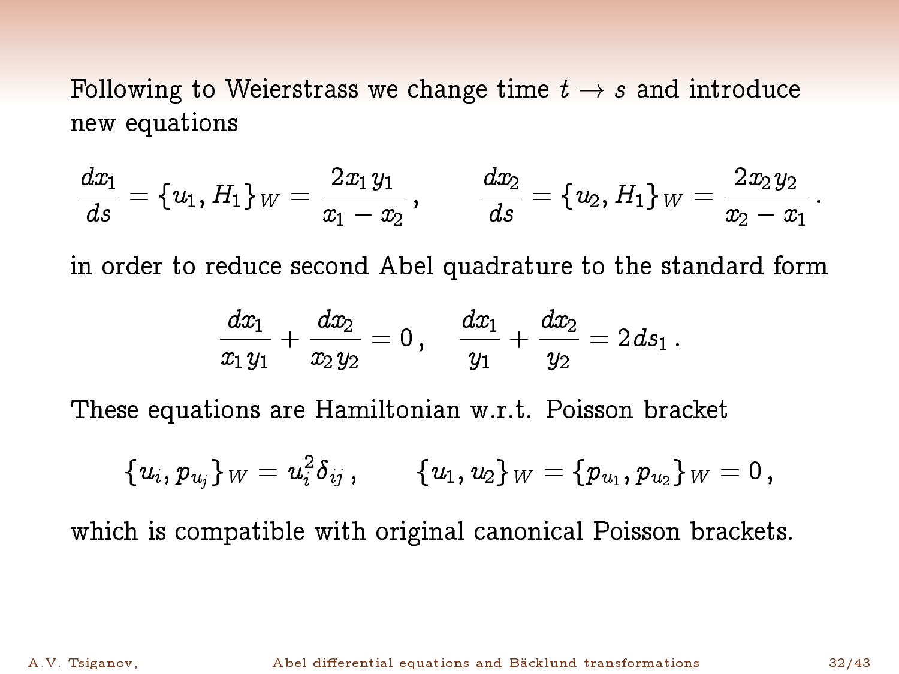Following to Weierstrass we change time $t \to s$ and introduce new equations

$$\frac{dx_1}{ds} = \{u_1, H_1\}_W = \frac{2x_1 y_1}{x_1 - x_2}\,, \qquad \frac{dx_2}{ds} = \{u_2, H_1\}_W = \frac{2x_2 y_2}{x_2 - x_1}\,.$$

in order to reduce second Abel quadrature to the standard form

$$\frac{dx_1}{x_1 y_1} + \frac{dx_2}{x_2 y_2} = 0\,, \quad \frac{dx_1}{y_1} + \frac{dx_2}{y_2} = 2\,ds_1\,.$$

These equations are Hamiltonian w.r.t. Poisson bracket

$$\{u_i, p_{u_j}\}_W = u_i^2 \delta_{ij}\,, \qquad \{u_1, u_2\}_W = \{p_{u_1}, p_{u_2}\}_W = 0\,,$$

which is compatible with original canonical Poisson brackets.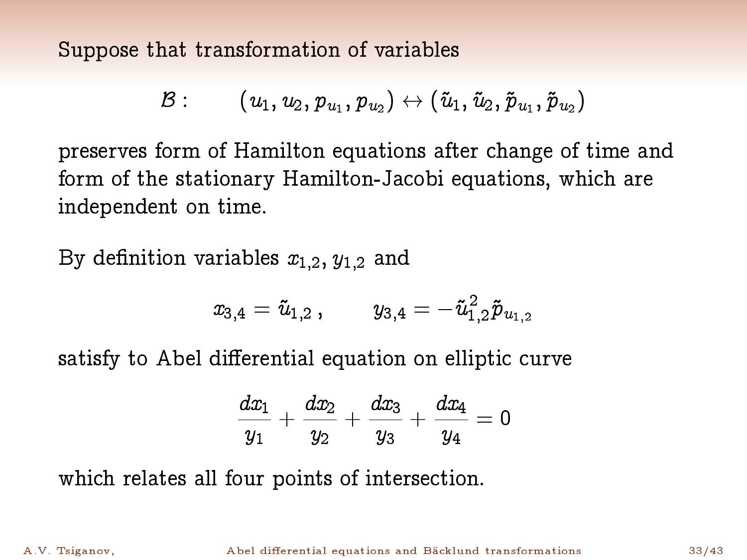Suppose that transformation of variables

$$\mathcal{B}: \qquad (u_1, u_2, p_{u_1}, p_{u_2}) \leftrightarrow (\tilde{u}_1, \tilde{u}_2, \tilde{p}_{u_1}, \tilde{p}_{u_2})$$

preserves form of Hamilton equations after change of time and form of the stationary Hamilton-Jacobi equations, which are independent on time.

By definition variables $x_{1,2}, y_{1,2}$ and

$$x_{3,4} = \tilde{u}_{1,2}\,, \qquad y_{3,4} = -\tilde{u}_{1,2}^2 \tilde{p}_{u_{1,2}}$$

satisfy to Abel differential equation on elliptic curve

$$\frac{dx_1}{y_1} + \frac{dx_2}{y_2} + \frac{dx_3}{y_3} + \frac{dx_4}{y_4} = 0$$

which relates all four points of intersection.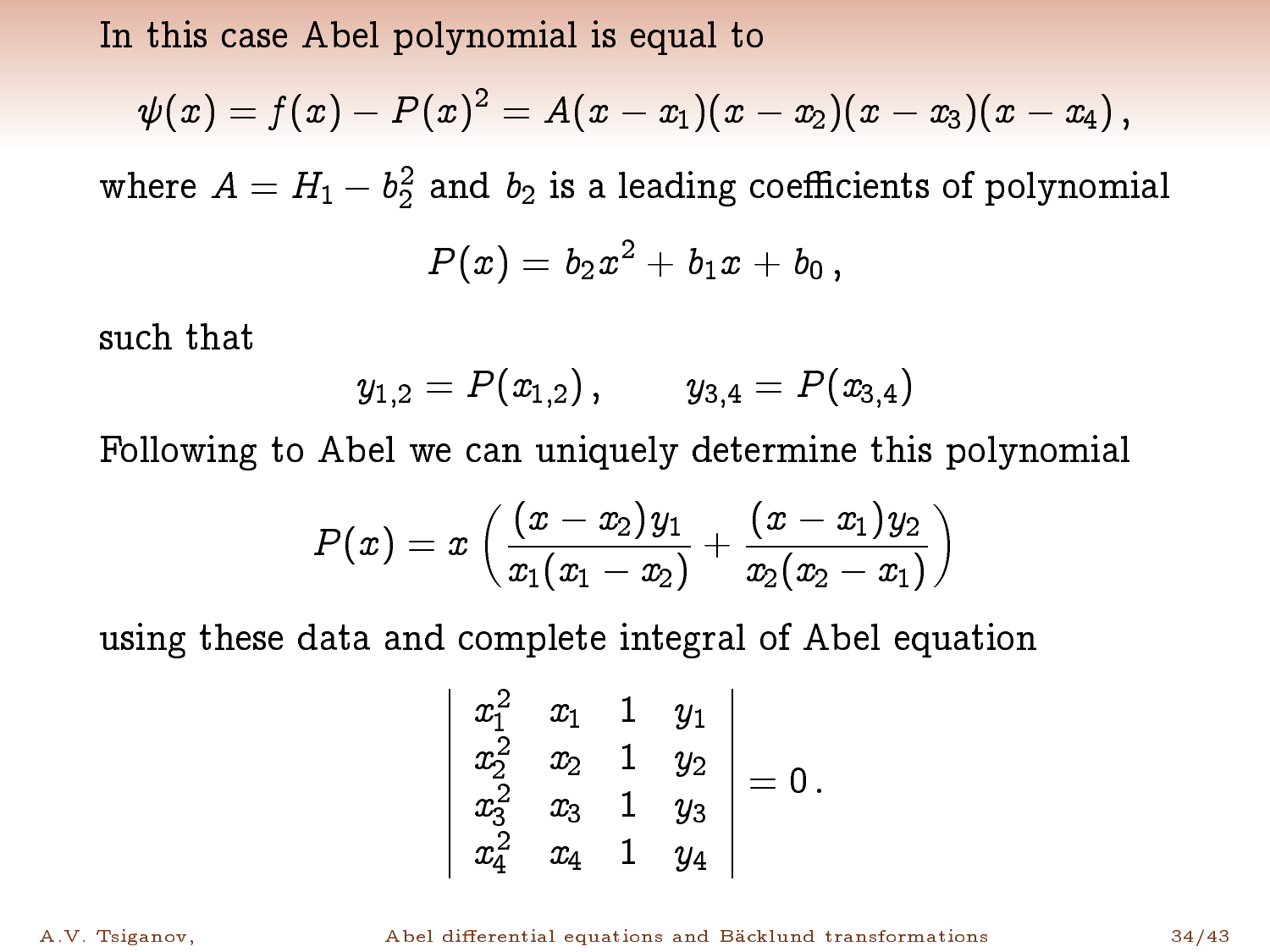In this case Abel polynomial is equal to

$$\psi(x) = f(x) - P(x)^2 = A(x - x_1)(x - x_2)(x - x_3)(x - x_4)\,,$$

where $A = H_1 - b_2^2$ and $b_2$ is a leading coefficients of polynomial

$$P(x) = b_2 x^2 + b_1 x + b_0\,,$$

such that

$$y_{1,2} = P(x_{1,2})\,, \qquad y_{3,4} = P(x_{3,4})$$

Following to Abel we can uniquely determine this polynomial

$$P(x) = x\left(\frac{(x - x_2)y_1}{x_1(x_1 - x_2)} + \frac{(x - x_1)y_2}{x_2(x_2 - x_1)}\right)$$

using these data and complete integral of Abel equation

$$\begin{vmatrix} x_1^2 & x_1 & 1 & y_1 \\ x_2^2 & x_2 & 1 & y_2 \\ x_3^2 & x_3 & 1 & y_3 \\ x_4^2 & x_4 & 1 & y_4 \end{vmatrix} = 0\,.$$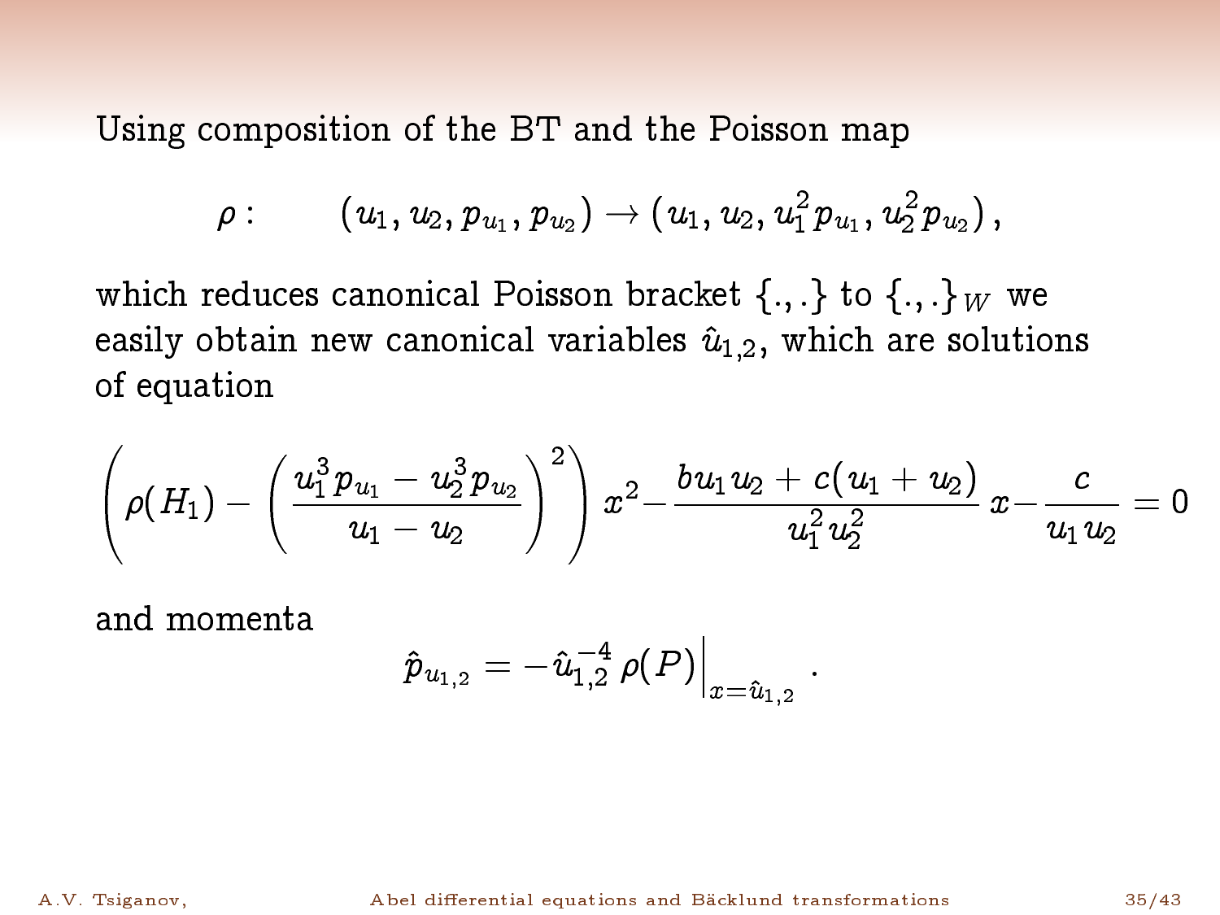Using composition of the BT and the Poisson map

$$\rho: \qquad (u_1, u_2, p_{u_1}, p_{u_2}) \to (u_1, u_2, u_1^2 p_{u_1}, u_2^2 p_{u_2}),$$

which reduces canonical Poisson bracket $\{.,.\}$ to $\{.,.\}_W$ we easily obtain new canonical variables $\hat{u}_{1,2}$, which are solutions of equation

$$\left(\rho(H_1) - \left(\frac{u_1^3 p_{u_1} - u_2^3 p_{u_2}}{u_1 - u_2}\right)^2\right) x^2 - \frac{b u_1 u_2 + c(u_1 + u_2)}{u_1^2 u_2^2}\, x - \frac{c}{u_1 u_2} = 0$$

and momenta

$$\hat{p}_{u_{1,2}} = -\hat{u}_{1,2}^{-4}\, \rho(P)\Big|_{x=\hat{u}_{1,2}}\,.$$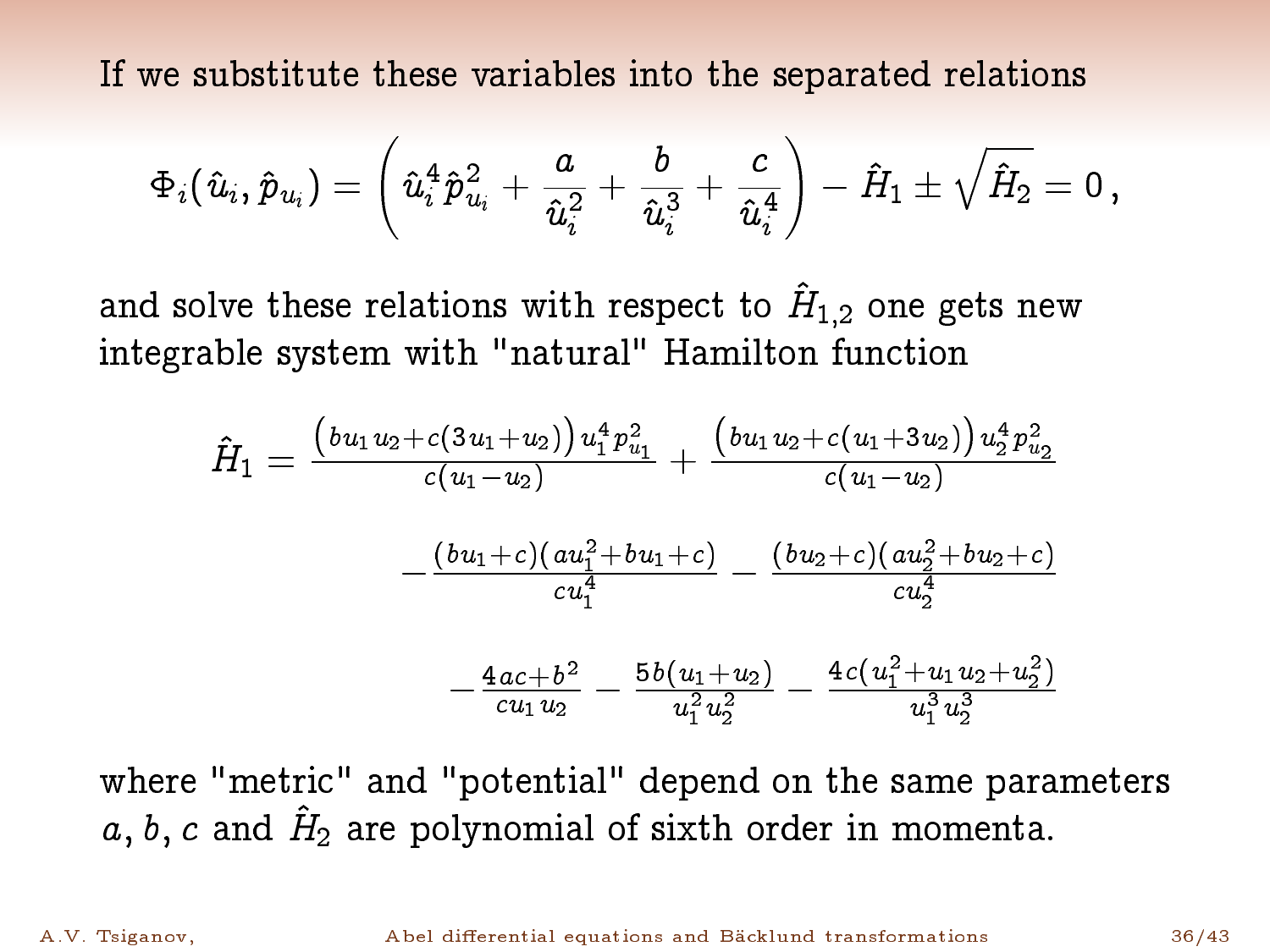If we substitute these variables into the separated relations

$$\Phi_i(\hat{u}_i, \hat{p}_{u_i}) = \left( \hat{u}_i^4 \hat{p}_{u_i}^2 + \frac{a}{\hat{u}_i^2} + \frac{b}{\hat{u}_i^3} + \frac{c}{\hat{u}_i^4} \right) - \hat{H}_1 \pm \sqrt{\hat{H}_2} = 0\,,$$

and solve these relations with respect to $\hat{H}_{1,2}$ one gets new integrable system with "natural" Hamilton function

$$\hat{H}_1 = \frac{\big(bu_1u_2 + c(3u_1+u_2)\big)u_1^4 p_{u_1}^2}{c(u_1-u_2)} + \frac{\big(bu_1u_2 + c(u_1+3u_2)\big)u_2^4 p_{u_2}^2}{c(u_1-u_2)}$$

$$- \frac{(bu_1+c)(au_1^2+bu_1+c)}{cu_1^4} - \frac{(bu_2+c)(au_2^2+bu_2+c)}{cu_2^4}$$

$$- \frac{4ac+b^2}{cu_1u_2} - \frac{5b(u_1+u_2)}{u_1^2u_2^2} - \frac{4c(u_1^2+u_1u_2+u_2^2)}{u_1^3u_2^3}$$

where "metric" and "potential" depend on the same parameters $a, b, c$ and $\hat{H}_2$ are polynomial of sixth order in momenta.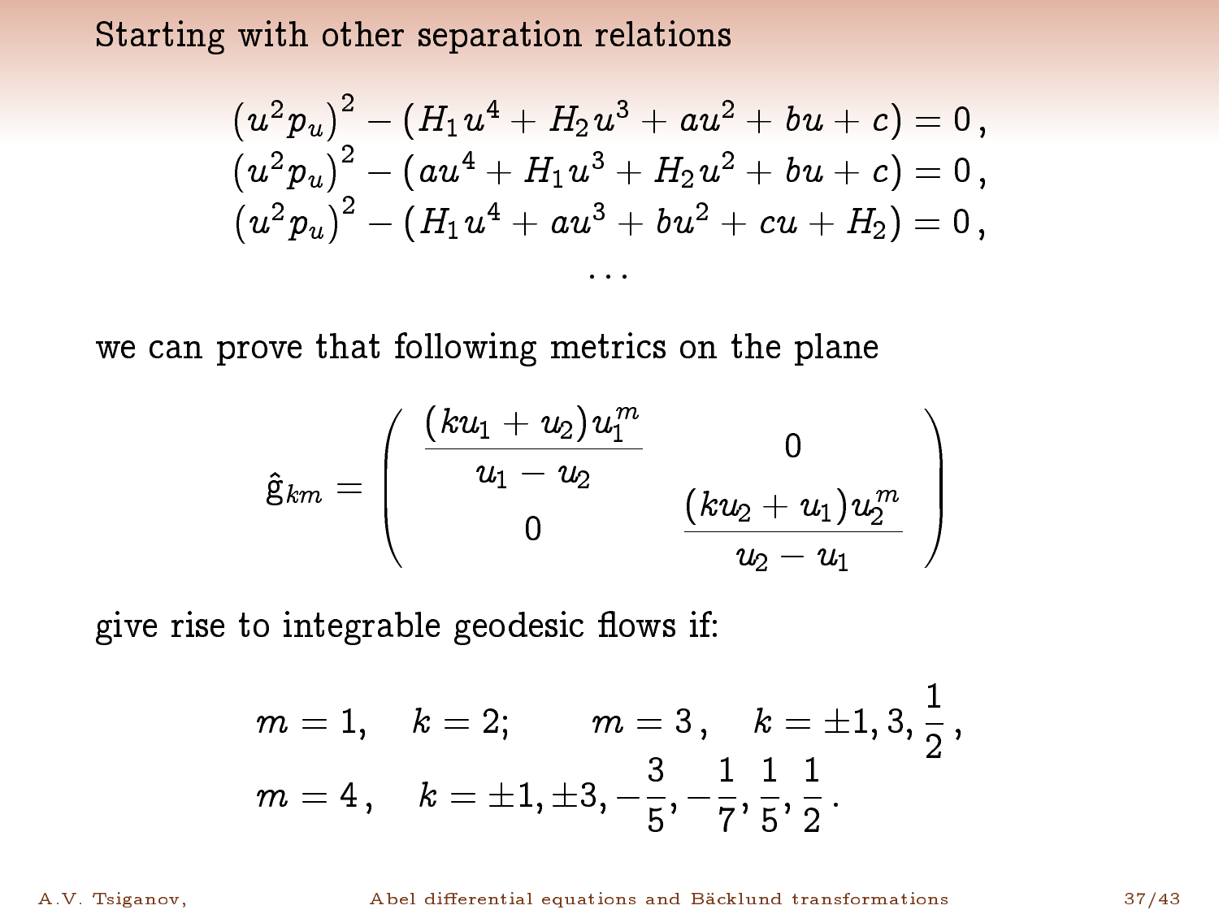## Starting with other separation relations

$$
\begin{aligned}
&\left(u^2 p_u\right)^2 - \left(H_1 u^4 + H_2 u^3 + a u^2 + b u + c\right) = 0\,,\\
&\left(u^2 p_u\right)^2 - \left(a u^4 + H_1 u^3 + H_2 u^2 + b u + c\right) = 0\,,\\
&\left(u^2 p_u\right)^2 - \left(H_1 u^4 + a u^3 + b u^2 + c u + H_2\right) = 0\,,\\
&\qquad\qquad\qquad\ldots
\end{aligned}
$$

we can prove that following metrics on the plane

$$
\hat{\mathrm{g}}_{km} = \begin{pmatrix} \dfrac{(k u_1 + u_2) u_1^m}{u_1 - u_2} & 0 \\ 0 & \dfrac{(k u_2 + u_1) u_2^m}{u_2 - u_1} \end{pmatrix}
$$

give rise to integrable geodesic flows if:

$$
\begin{aligned}
&m = 1, \quad k = 2; \qquad m = 3\,, \quad k = \pm 1, 3, \frac{1}{2}\,,\\
&m = 4\,, \quad k = \pm 1, \pm 3, -\frac{3}{5}, -\frac{1}{7}, \frac{1}{5}, \frac{1}{2}\,.
\end{aligned}
$$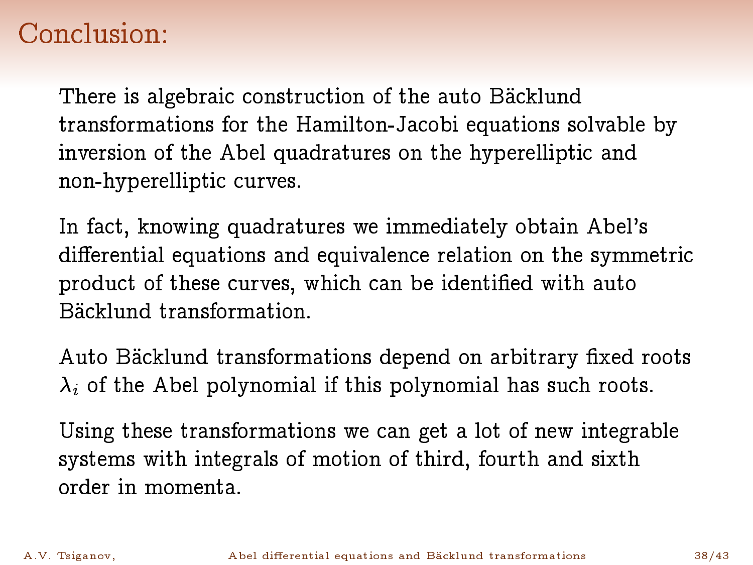# Conclusion:

There is algebraic construction of the auto Bäcklund transformations for the Hamilton-Jacobi equations solvable by inversion of the Abel quadratures on the hyperelliptic and non-hyperelliptic curves.

In fact, knowing quadratures we immediately obtain Abel's differential equations and equivalence relation on the symmetric product of these curves, which can be identified with auto Bäcklund transformation.

Auto Bäcklund transformations depend on arbitrary fixed roots $\lambda_i$ of the Abel polynomial if this polynomial has such roots.

Using these transformations we can get a lot of new integrable systems with integrals of motion of third, fourth and sixth order in momenta.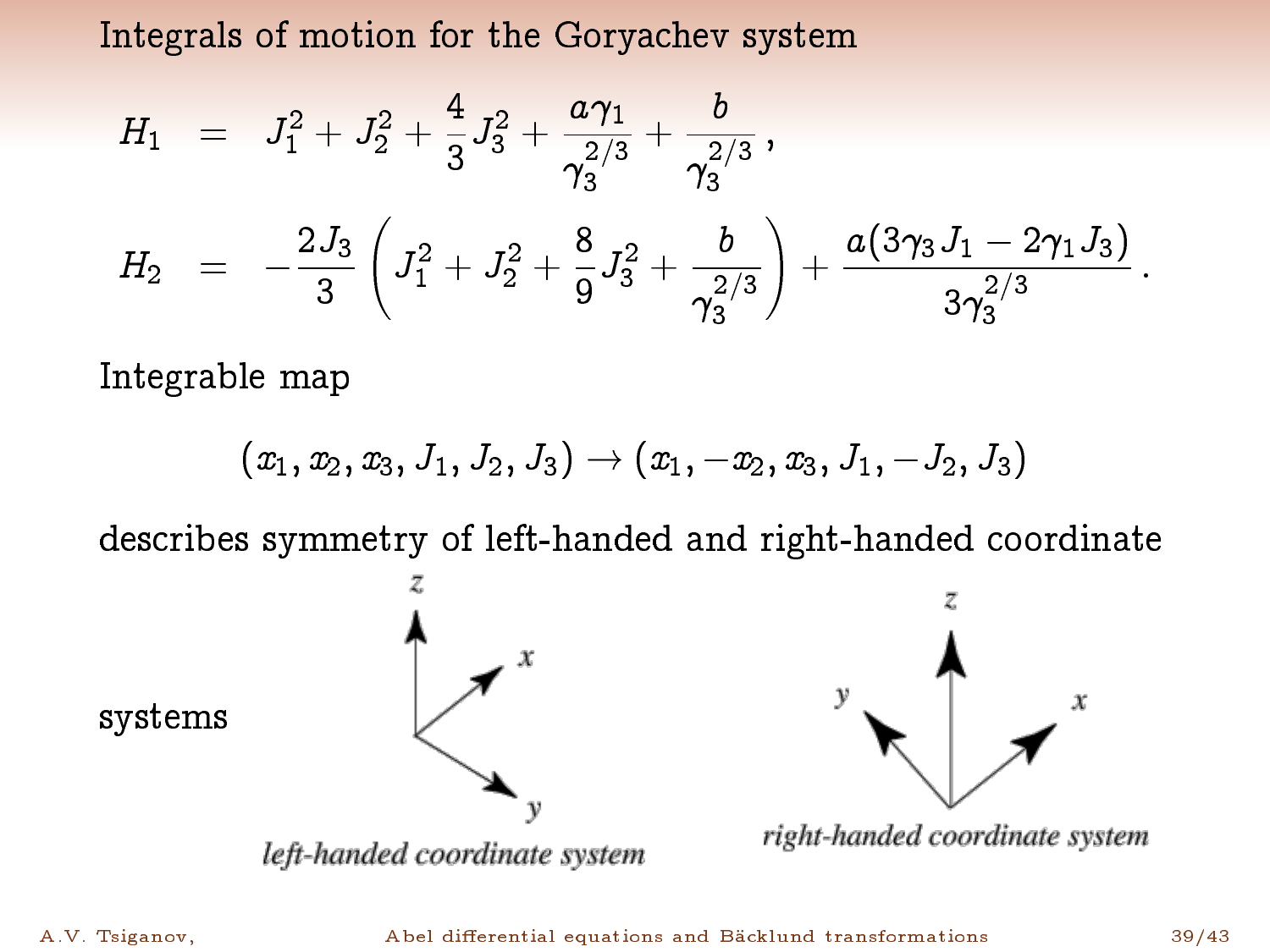## Integrals of motion for the Goryachev system

$$
\begin{aligned}
H_1 &= J_1^2 + J_2^2 + \frac{4}{3}J_3^2 + \frac{a\gamma_1}{\gamma_3^{2/3}} + \frac{b}{\gamma_3^{2/3}}\,, \\
H_2 &= -\frac{2J_3}{3}\left(J_1^2 + J_2^2 + \frac{8}{9}J_3^2 + \frac{b}{\gamma_3^{2/3}}\right) + \frac{a(3\gamma_3 J_1 - 2\gamma_1 J_3)}{3\gamma_3^{2/3}}\,.
\end{aligned}
$$

Integrable map

$$
(x_1, x_2, x_3, J_1, J_2, J_3) \to (x_1, -x_2, x_3, J_1, -J_2, J_3)
$$

describes symmetry of left-handed and right-handed coordinate systems

*left-handed coordinate system*

*right-handed coordinate system*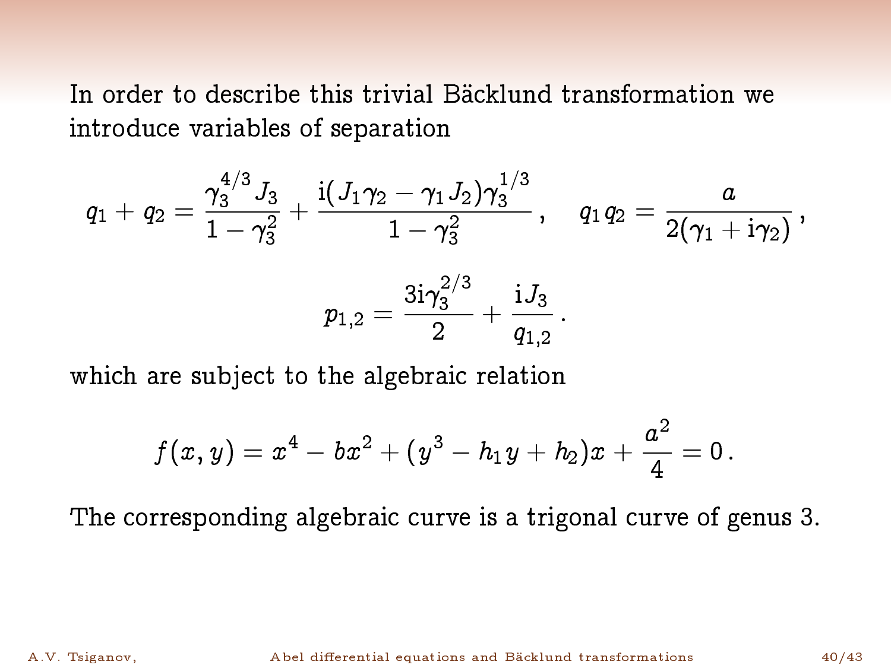In order to describe this trivial Bäcklund transformation we introduce variables of separation

$$
q_1 + q_2 = \frac{\gamma_3^{4/3} J_3}{1-\gamma_3^2} + \frac{\mathrm{i}(J_1\gamma_2 - \gamma_1 J_2)\gamma_3^{1/3}}{1-\gamma_3^2}\,, \qquad q_1 q_2 = \frac{a}{2(\gamma_1 + \mathrm{i}\gamma_2)}\,,
$$

$$
p_{1,2} = \frac{3\mathrm{i}\gamma_3^{2/3}}{2} + \frac{\mathrm{i}J_3}{q_{1,2}}\,.
$$

which are subject to the algebraic relation

$$
f(x,y) = x^4 - bx^2 + (y^3 - h_1 y + h_2)x + \frac{a^2}{4} = 0\,.
$$

The corresponding algebraic curve is a trigonal curve of genus 3.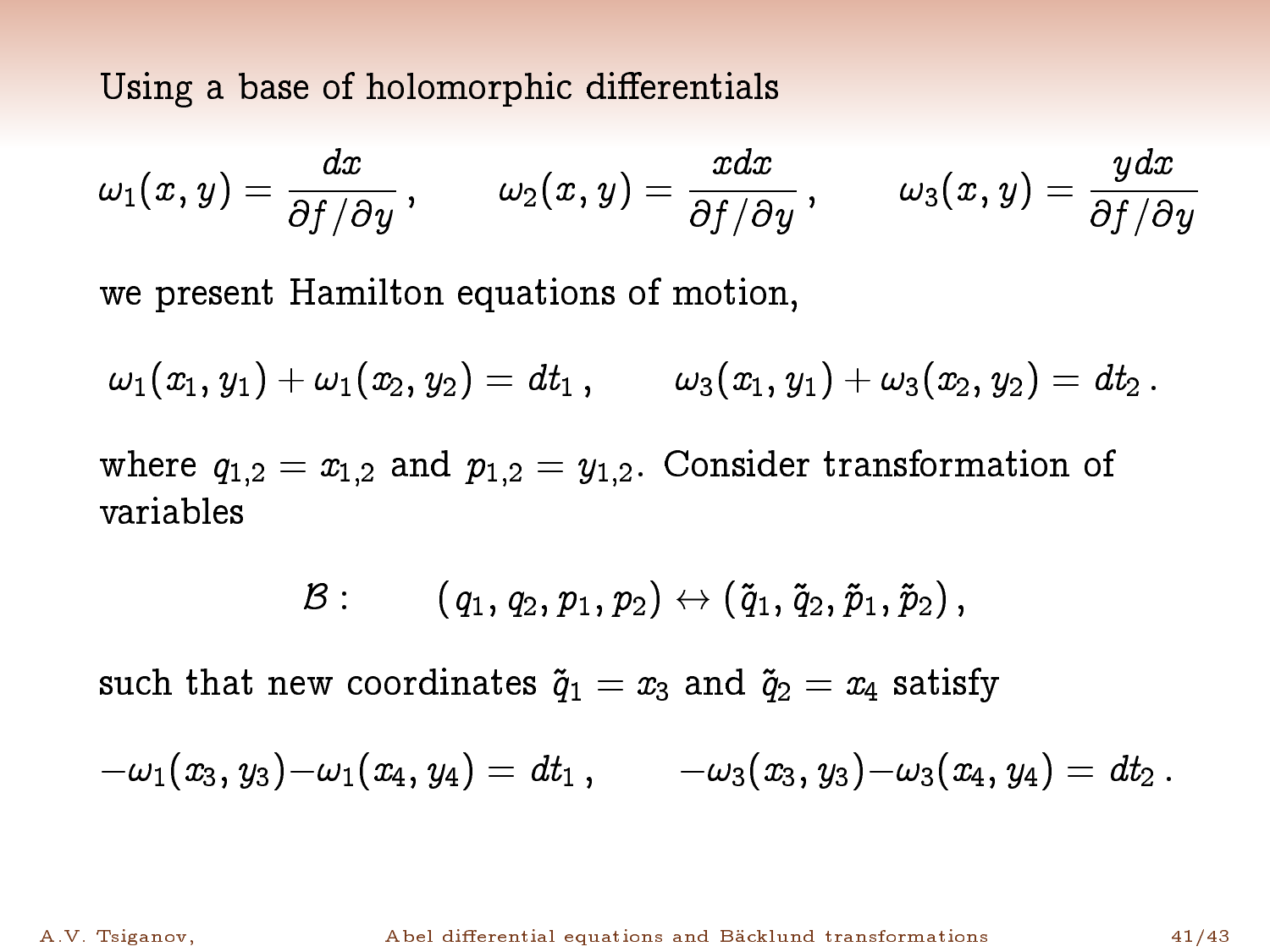Using a base of holomorphic differentials

$$\omega_1(x,y) = \frac{dx}{\partial f/\partial y}\,, \qquad \omega_2(x,y) = \frac{xdx}{\partial f/\partial y}\,, \qquad \omega_3(x,y) = \frac{ydx}{\partial f/\partial y}$$

we present Hamilton equations of motion,

$$\omega_1(x_1,y_1)+\omega_1(x_2,y_2) = dt_1\,, \qquad \omega_3(x_1,y_1)+\omega_3(x_2,y_2) = dt_2\,.$$

where $q_{1,2} = x_{1,2}$ and $p_{1,2} = y_{1,2}$. Consider transformation of variables

$$\mathcal{B}: \qquad (q_1,q_2,p_1,p_2) \leftrightarrow (\tilde{q}_1,\tilde{q}_2,\tilde{p}_1,\tilde{p}_2)\,,$$

such that new coordinates $\tilde{q}_1 = x_3$ and $\tilde{q}_2 = x_4$ satisfy

$$-\omega_1(x_3,y_3)-\omega_1(x_4,y_4) = dt_1\,, \qquad -\omega_3(x_3,y_3)-\omega_3(x_4,y_4) = dt_2\,.$$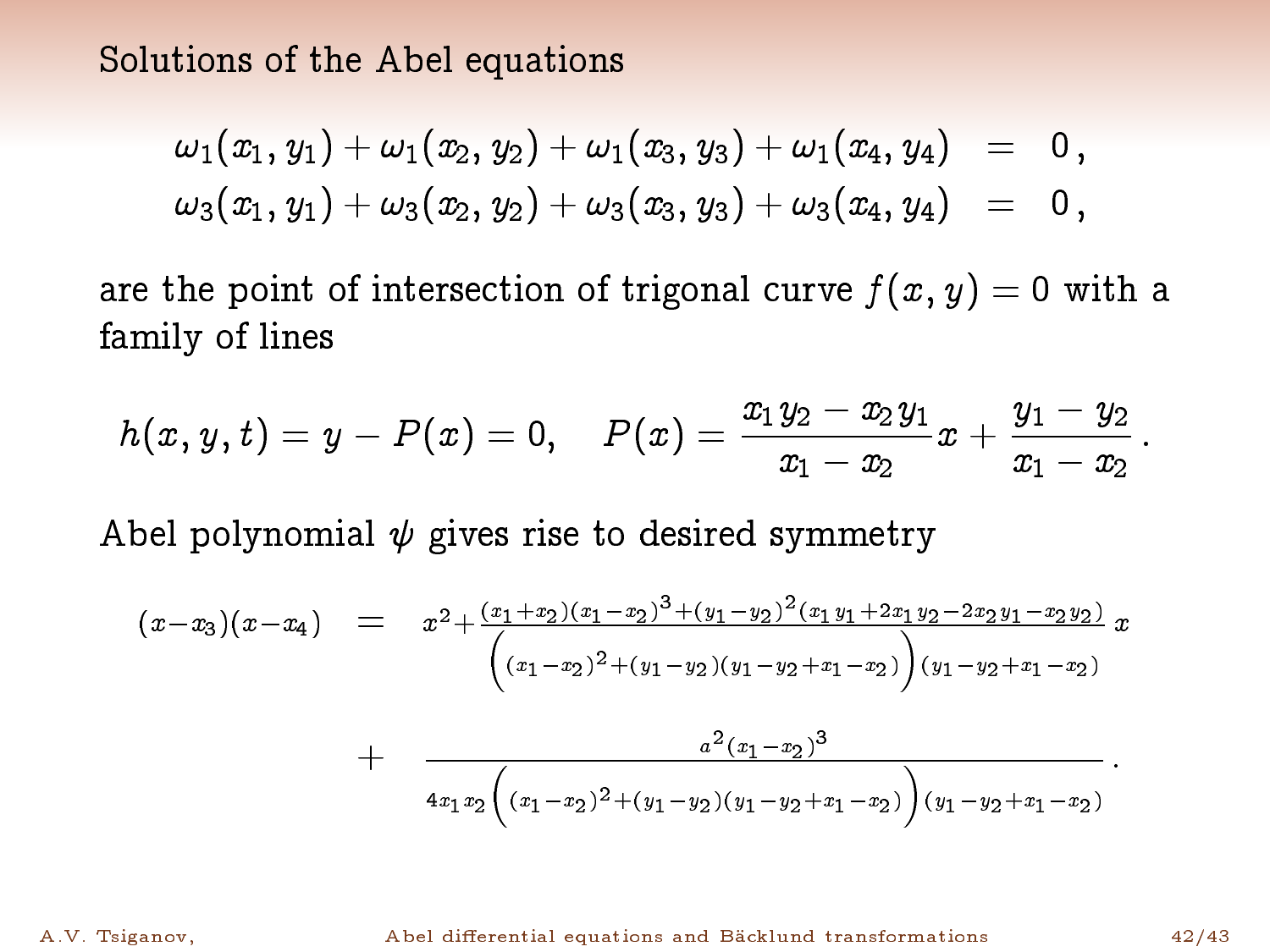## Solutions of the Abel equations

$$
\begin{aligned}
\omega_1(x_1,y_1)+\omega_1(x_2,y_2)+\omega_1(x_3,y_3)+\omega_1(x_4,y_4) &= 0\,,\\
\omega_3(x_1,y_1)+\omega_3(x_2,y_2)+\omega_3(x_3,y_3)+\omega_3(x_4,y_4) &= 0\,,
\end{aligned}
$$

are the point of intersection of trigonal curve $f(x,y)=0$ with a family of lines

$$
h(x,y,t)=y-P(x)=0,\quad P(x)=\frac{x_1y_2-x_2y_1}{x_1-x_2}x+\frac{y_1-y_2}{x_1-x_2}\,.
$$

Abel polynomial $\psi$ gives rise to desired symmetry

$$
\begin{aligned}
(x-x_3)(x-x_4) &= x^2+\frac{(x_1+x_2)(x_1-x_2)^3+(y_1-y_2)^2(x_1y_1+2x_1y_2-2x_2y_1-x_2y_2)}{\Big((x_1-x_2)^2+(y_1-y_2)(y_1-y_2+x_1-x_2)\Big)(y_1-y_2+x_1-x_2)}\,x\\
&+\frac{a^2(x_1-x_2)^3}{4x_1x_2\Big((x_1-x_2)^2+(y_1-y_2)(y_1-y_2+x_1-x_2)\Big)(y_1-y_2+x_1-x_2)}\,.
\end{aligned}
$$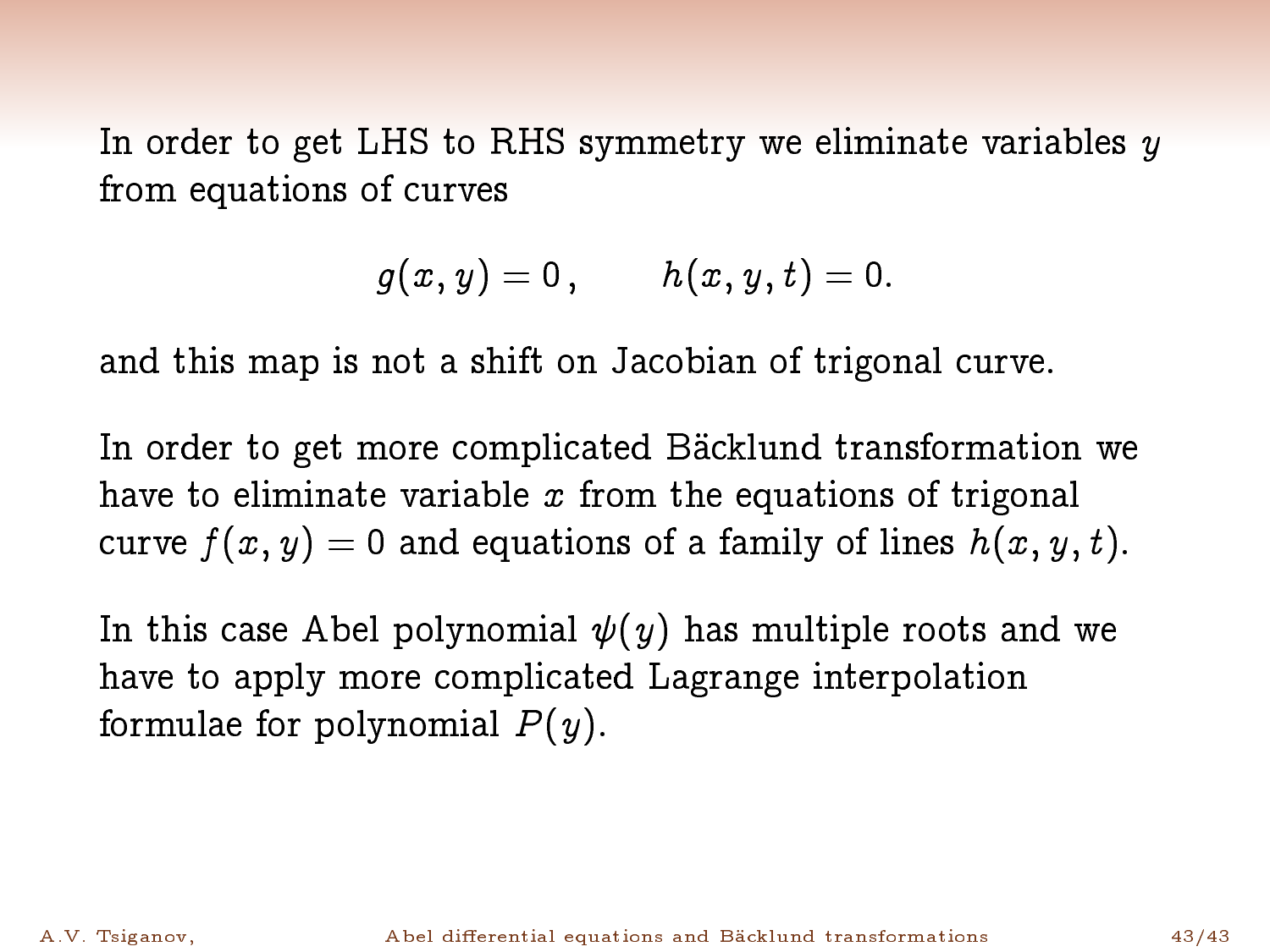In order to get LHS to RHS symmetry we eliminate variables $y$ from equations of curves

$$g(x,y)=0\,,\qquad h(x,y,t)=0.$$

and this map is not a shift on Jacobian of trigonal curve.

In order to get more complicated Bäcklund transformation we have to eliminate variable $x$ from the equations of trigonal curve $f(x,y)=0$ and equations of a family of lines $h(x,y,t)$.

In this case Abel polynomial $\psi(y)$ has multiple roots and we have to apply more complicated Lagrange interpolation formulae for polynomial $P(y)$.